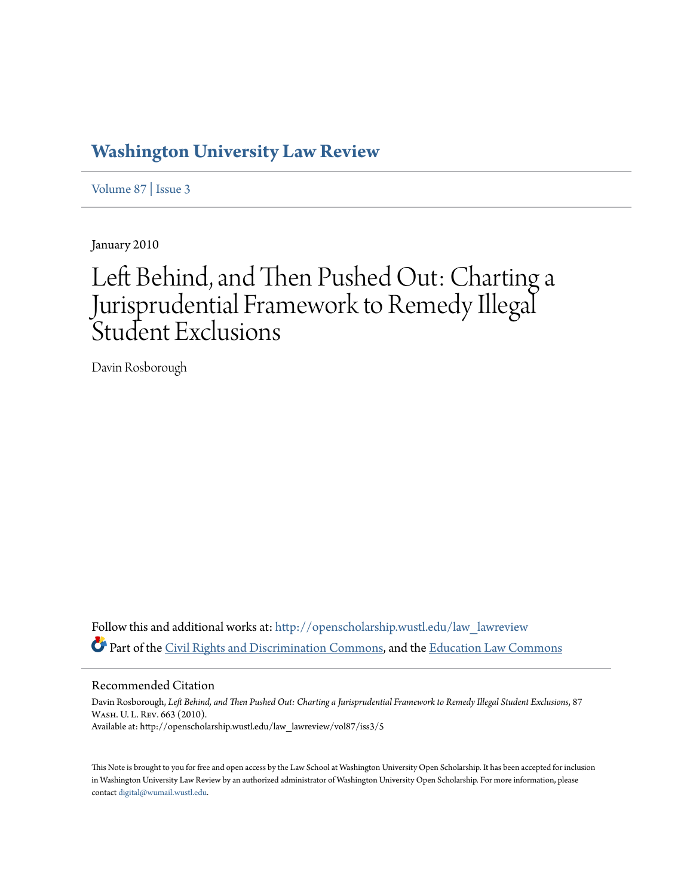# Washington University Law Review

Volume 87 | Issue 3

January 2010

# Left Behind, and Then Pushed Out: Charting a Jurisprudential Framework to Remedy Illegal Student Exclusions

Davin Rosborough

Follow this and additional works at: http://openscholarship.wustl.edu/law_lawreview

Part of the Civil Rights and Discrimination Commons, and the Education Law Commons

## Recommended Citation

Davin Rosborough, *Left Behind, and Then Pushed Out: Charting a Jurisprudential Framework to Remedy Illegal Student Exclusions*, 87 Wash. U. L. Rev. 663 (2010).
Available at: http://openscholarship.wustl.edu/law_lawreview/vol87/iss3/5

This Note is brought to you for free and open access by the Law School at Washington University Open Scholarship. It has been accepted for inclusion in Washington University Law Review by an authorized administrator of Washington University Open Scholarship. For more information, please contact digital@wumail.wustl.edu.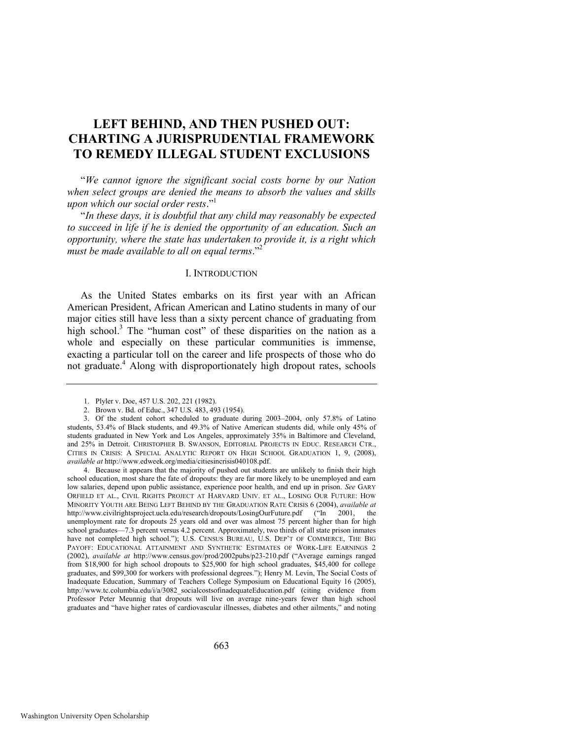# LEFT BEHIND, AND THEN PUSHED OUT: CHARTING A JURISPRUDENTIAL FRAMEWORK TO REMEDY ILLEGAL STUDENT EXCLUSIONS

"*We cannot ignore the significant social costs borne by our Nation when select groups are denied the means to absorb the values and skills upon which our social order rests*."[1]

"*In these days, it is doubtful that any child may reasonably be expected to succeed in life if he is denied the opportunity of an education. Such an opportunity, where the state has undertaken to provide it, is a right which must be made available to all on equal terms*."[2]

## I. INTRODUCTION

As the United States embarks on its first year with an African American President, African American and Latino students in many of our major cities still have less than a sixty percent chance of graduating from high school.[3] The "human cost" of these disparities on the nation as a whole and especially on these particular communities is immense, exacting a particular toll on the career and life prospects of those who do not graduate.[4] Along with disproportionately high dropout rates, schools

---

1. Plyler v. Doe, 457 U.S. 202, 221 (1982).

2. Brown v. Bd. of Educ., 347 U.S. 483, 493 (1954).

3. Of the student cohort scheduled to graduate during 2003–2004, only 57.8% of Latino students, 53.4% of Black students, and 49.3% of Native American students did, while only 45% of students graduated in New York and Los Angeles, approximately 35% in Baltimore and Cleveland, and 25% in Detroit. CHRISTOPHER B. SWANSON, EDITORIAL PROJECTS IN EDUC. RESEARCH CTR., CITIES IN CRISIS: A SPECIAL ANALYTIC REPORT ON HIGH SCHOOL GRADUATION 1, 9, (2008), *available at* http://www.edweek.org/media/citiesincrisis040108.pdf.

4. Because it appears that the majority of pushed out students are unlikely to finish their high school education, most share the fate of dropouts: they are far more likely to be unemployed and earn low salaries, depend upon public assistance, experience poor health, and end up in prison. *See* GARY ORFIELD ET AL., CIVIL RIGHTS PROJECT AT HARVARD UNIV. ET AL., LOSING OUR FUTURE: HOW MINORITY YOUTH ARE BEING LEFT BEHIND BY THE GRADUATION RATE CRISIS 6 (2004), *available at* http://www.civilrightsproject.ucla.edu/research/dropouts/LosingOurFuture.pdf ("In 2001, the unemployment rate for dropouts 25 years old and over was almost 75 percent higher than for high school graduates—7.3 percent versus 4.2 percent. Approximately, two thirds of all state prison inmates have not completed high school."); U.S. CENSUS BUREAU, U.S. DEP'T OF COMMERCE, THE BIG PAYOFF: EDUCATIONAL ATTAINMENT AND SYNTHETIC ESTIMATES OF WORK-LIFE EARNINGS 2 (2002), *available at* http://www.census.gov/prod/2002pubs/p23-210.pdf ("Average earnings ranged from $18,900 for high school dropouts to $25,900 for high school graduates, $45,400 for college graduates, and $99,300 for workers with professional degrees."); Henry M. Levin, The Social Costs of Inadequate Education, Summary of Teachers College Symposium on Educational Equity 16 (2005), http://www.tc.columbia.edu/i/a/3082_socialcostsofinadequateEducation.pdf (citing evidence from Professor Peter Meunnig that dropouts will live on average nine-years fewer than high school graduates and "have higher rates of cardiovascular illnesses, diabetes and other ailments," and noting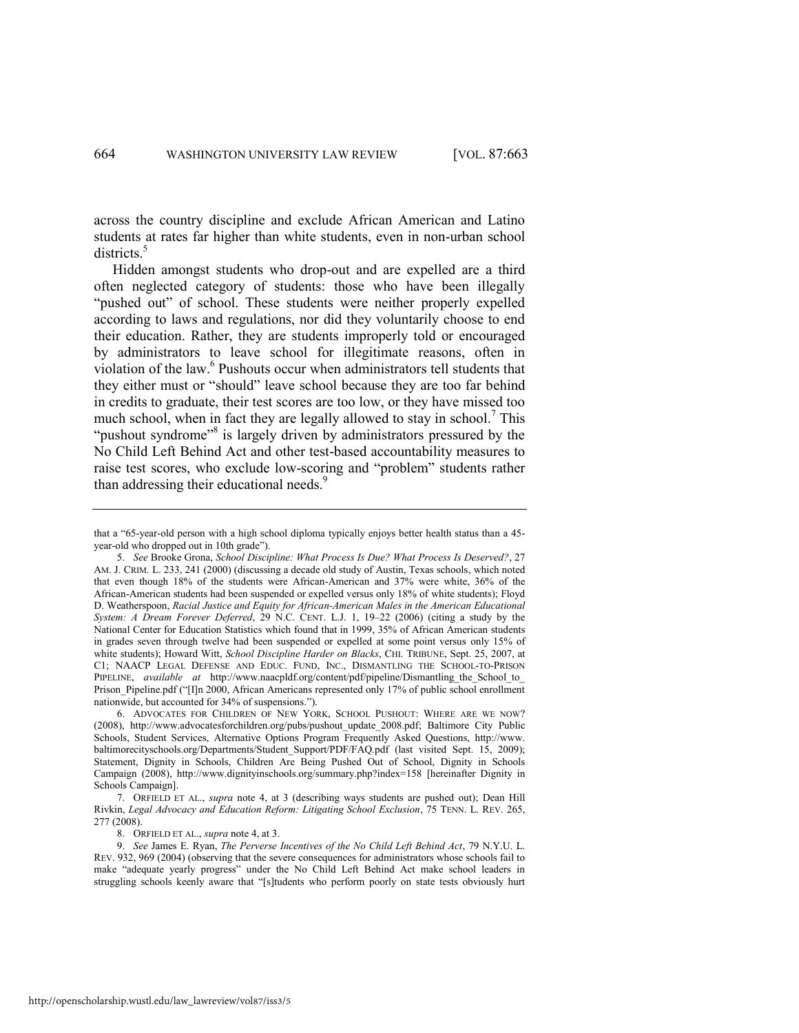across the country discipline and exclude African American and Latino students at rates far higher than white students, even in non-urban school districts.[5]

Hidden amongst students who drop-out and are expelled are a third often neglected category of students: those who have been illegally "pushed out" of school. These students were neither properly expelled according to laws and regulations, nor did they voluntarily choose to end their education. Rather, they are students improperly told or encouraged by administrators to leave school for illegitimate reasons, often in violation of the law.[6] Pushouts occur when administrators tell students that they either must or "should" leave school because they are too far behind in credits to graduate, their test scores are too low, or they have missed too much school, when in fact they are legally allowed to stay in school.[7] This "pushout syndrome"[8] is largely driven by administrators pressured by the No Child Left Behind Act and other test-based accountability measures to raise test scores, who exclude low-scoring and "problem" students rather than addressing their educational needs.[9]

---

that a "65-year-old person with a high school diploma typically enjoys better health status than a 45-year-old who dropped out in 10th grade").

5. *See* Brooke Grona, *School Discipline: What Process Is Due? What Process Is Deserved?*, 27 AM. J. CRIM. L. 233, 241 (2000) (discussing a decade old study of Austin, Texas schools, which noted that even though 18% of the students were African-American and 37% were white, 36% of the African-American students had been suspended or expelled versus only 18% of white students); Floyd D. Weatherspoon, *Racial Justice and Equity for African-American Males in the American Educational System: A Dream Forever Deferred*, 29 N.C. CENT. L.J. 1, 19–22 (2006) (citing a study by the National Center for Education Statistics which found that in 1999, 35% of African American students in grades seven through twelve had been suspended or expelled at some point versus only 15% of white students); Howard Witt, *School Discipline Harder on Blacks*, CHI. TRIBUNE, Sept. 25, 2007, at C1; NAACP LEGAL DEFENSE AND EDUC. FUND, INC., DISMANTLING THE SCHOOL-TO-PRISON PIPELINE, *available at* http://www.naacpldf.org/content/pdf/pipeline/Dismantling_the_School_to_Prison_Pipeline.pdf ("[I]n 2000, African Americans represented only 17% of public school enrollment nationwide, but accounted for 34% of suspensions.").

6. ADVOCATES FOR CHILDREN OF NEW YORK, SCHOOL PUSHOUT: WHERE ARE WE NOW? (2008), http://www.advocatesforchildren.org/pubs/pushout_update_2008.pdf; Baltimore City Public Schools, Student Services, Alternative Options Program Frequently Asked Questions, http://www.baltimorecityschools.org/Departments/Student_Support/PDF/FAQ.pdf (last visited Sept. 15, 2009); Statement, Dignity in Schools, Children Are Being Pushed Out of School, Dignity in Schools Campaign (2008), http://www.dignityinschools.org/summary.php?index=158 [hereinafter Dignity in Schools Campaign].

7. ORFIELD ET AL., *supra* note 4, at 3 (describing ways students are pushed out); Dean Hill Rivkin, *Legal Advocacy and Education Reform: Litigating School Exclusion*, 75 TENN. L. REV. 265, 277 (2008).

8. ORFIELD ET AL., *supra* note 4, at 3.

9. *See* James E. Ryan, *The Perverse Incentives of the No Child Left Behind Act*, 79 N.Y.U. L. REV. 932, 969 (2004) (observing that the severe consequences for administrators whose schools fail to make "adequate yearly progress" under the No Child Left Behind Act make school leaders in struggling schools keenly aware that "[s]tudents who perform poorly on state tests obviously hurt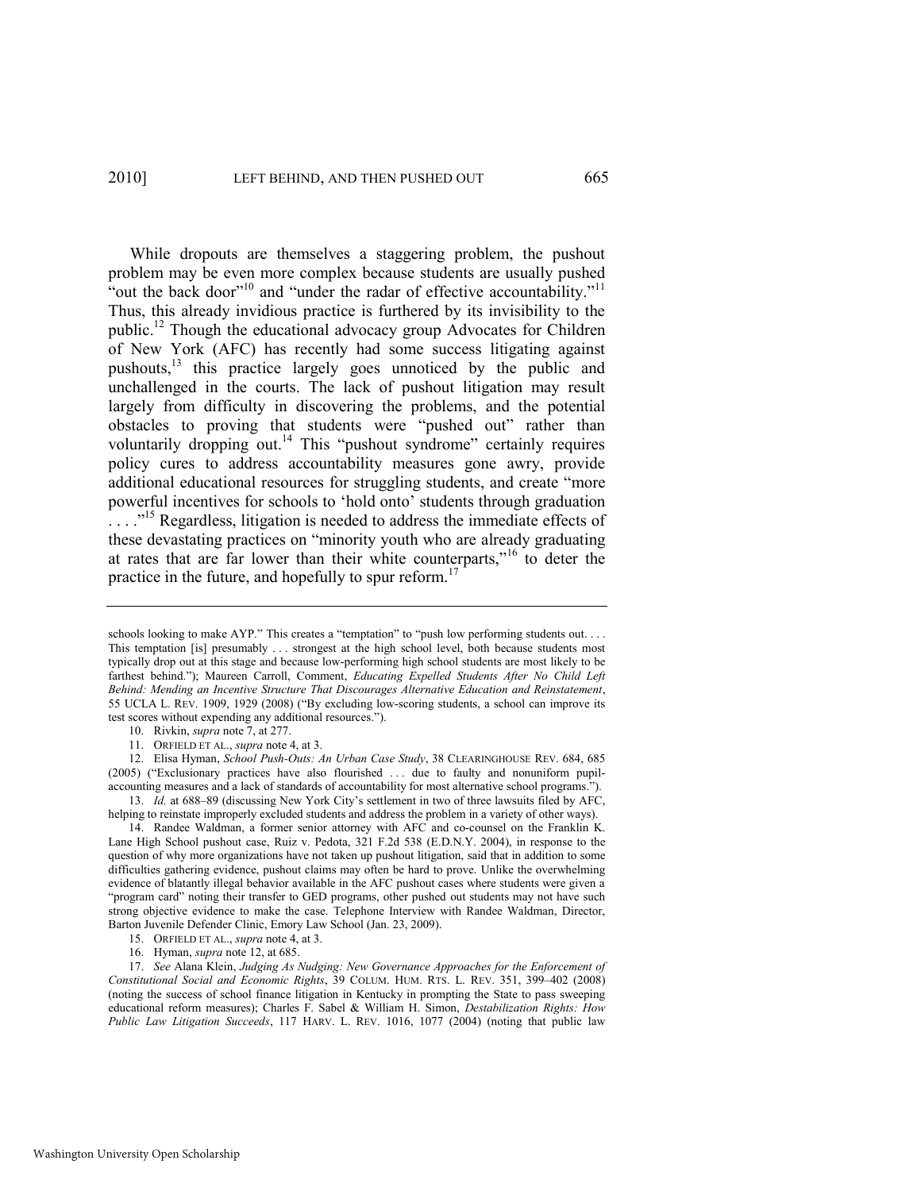While dropouts are themselves a staggering problem, the pushout problem may be even more complex because students are usually pushed "out the back door"[10] and "under the radar of effective accountability."[11] Thus, this already invidious practice is furthered by its invisibility to the public.[12] Though the educational advocacy group Advocates for Children of New York (AFC) has recently had some success litigating against pushouts,[13] this practice largely goes unnoticed by the public and unchallenged in the courts. The lack of pushout litigation may result largely from difficulty in discovering the problems, and the potential obstacles to proving that students were "pushed out" rather than voluntarily dropping out.[14] This "pushout syndrome" certainly requires policy cures to address accountability measures gone awry, provide additional educational resources for struggling students, and create "more powerful incentives for schools to 'hold onto' students through graduation . . . ."[15] Regardless, litigation is needed to address the immediate effects of these devastating practices on "minority youth who are already graduating at rates that are far lower than their white counterparts,"[16] to deter the practice in the future, and hopefully to spur reform.[17]

---

schools looking to make AYP." This creates a "temptation" to "push low performing students out. . . . This temptation [is] presumably . . . strongest at the high school level, both because students most typically drop out at this stage and because low-performing high school students are most likely to be farthest behind."); Maureen Carroll, Comment, *Educating Expelled Students After No Child Left Behind: Mending an Incentive Structure That Discourages Alternative Education and Reinstatement*, 55 UCLA L. REV. 1909, 1929 (2008) ("By excluding low-scoring students, a school can improve its test scores without expending any additional resources.").

10. Rivkin, *supra* note 7, at 277.

11. ORFIELD ET AL., *supra* note 4, at 3.

12. Elisa Hyman, *School Push-Outs: An Urban Case Study*, 38 CLEARINGHOUSE REV. 684, 685 (2005) ("Exclusionary practices have also flourished . . . due to faulty and nonuniform pupil-accounting measures and a lack of standards of accountability for most alternative school programs.").

13. *Id.* at 688–89 (discussing New York City's settlement in two of three lawsuits filed by AFC, helping to reinstate improperly excluded students and address the problem in a variety of other ways).

14. Randee Waldman, a former senior attorney with AFC and co-counsel on the Franklin K. Lane High School pushout case, Ruiz v. Pedota, 321 F.2d 538 (E.D.N.Y. 2004), in response to the question of why more organizations have not taken up pushout litigation, said that in addition to some difficulties gathering evidence, pushout claims may often be hard to prove. Unlike the overwhelming evidence of blatantly illegal behavior available in the AFC pushout cases where students were given a "program card" noting their transfer to GED programs, other pushed out students may not have such strong objective evidence to make the case. Telephone Interview with Randee Waldman, Director, Barton Juvenile Defender Clinic, Emory Law School (Jan. 23, 2009).

15. ORFIELD ET AL., *supra* note 4, at 3.

16. Hyman, *supra* note 12, at 685.

17. *See* Alana Klein, *Judging As Nudging: New Governance Approaches for the Enforcement of Constitutional Social and Economic Rights*, 39 COLUM. HUM. RTS. L. REV. 351, 399–402 (2008) (noting the success of school finance litigation in Kentucky in prompting the State to pass sweeping educational reform measures); Charles F. Sabel & William H. Simon, *Destabilization Rights: How Public Law Litigation Succeeds*, 117 HARV. L. REV. 1016, 1077 (2004) (noting that public law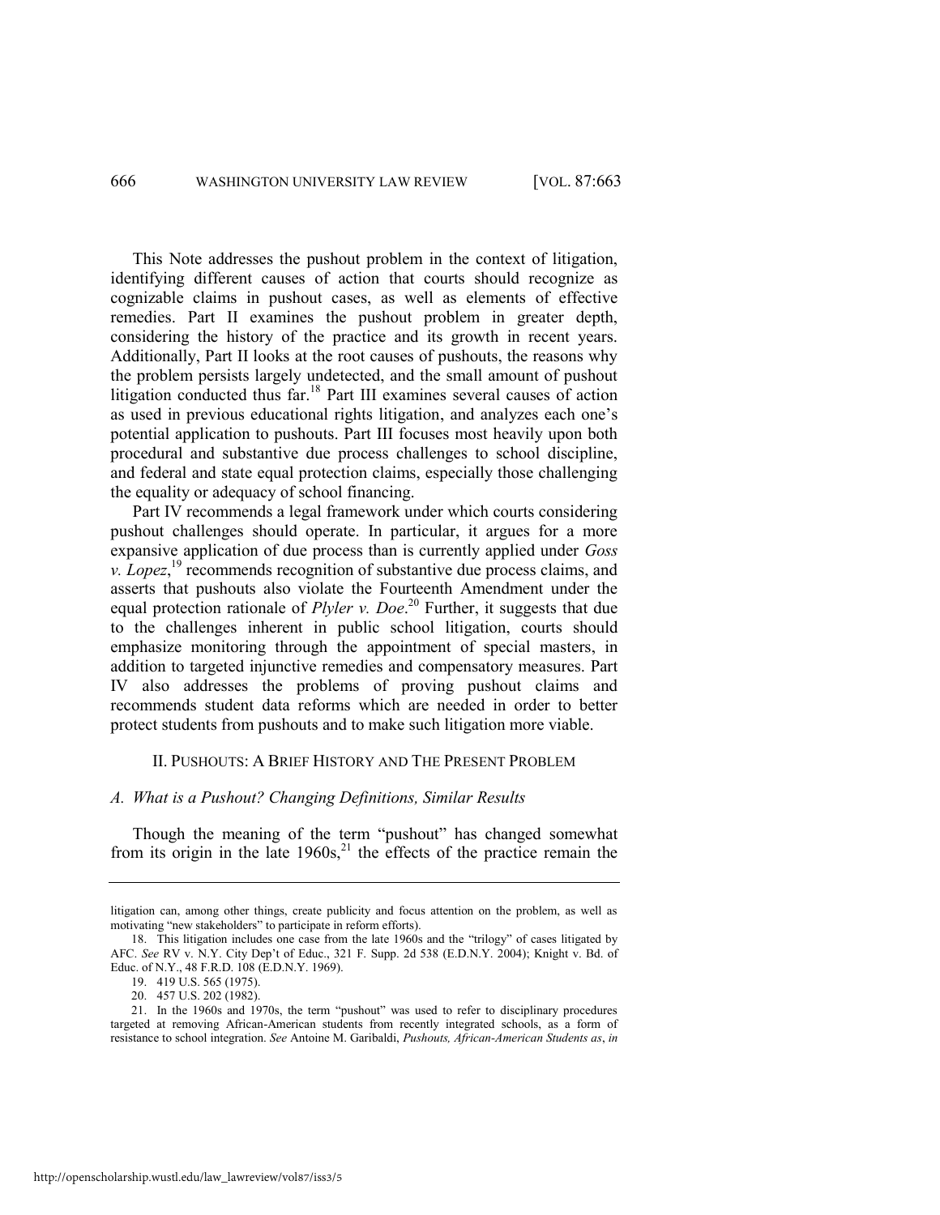This Note addresses the pushout problem in the context of litigation, identifying different causes of action that courts should recognize as cognizable claims in pushout cases, as well as elements of effective remedies. Part II examines the pushout problem in greater depth, considering the history of the practice and its growth in recent years. Additionally, Part II looks at the root causes of pushouts, the reasons why the problem persists largely undetected, and the small amount of pushout litigation conducted thus far.[18] Part III examines several causes of action as used in previous educational rights litigation, and analyzes each one's potential application to pushouts. Part III focuses most heavily upon both procedural and substantive due process challenges to school discipline, and federal and state equal protection claims, especially those challenging the equality or adequacy of school financing.

Part IV recommends a legal framework under which courts considering pushout challenges should operate. In particular, it argues for a more expansive application of due process than is currently applied under *Goss v. Lopez*,[19] recommends recognition of substantive due process claims, and asserts that pushouts also violate the Fourteenth Amendment under the equal protection rationale of *Plyler v. Doe*.[20] Further, it suggests that due to the challenges inherent in public school litigation, courts should emphasize monitoring through the appointment of special masters, in addition to targeted injunctive remedies and compensatory measures. Part IV also addresses the problems of proving pushout claims and recommends student data reforms which are needed in order to better protect students from pushouts and to make such litigation more viable.

## II. PUSHOUTS: A BRIEF HISTORY AND THE PRESENT PROBLEM

### *A. What is a Pushout? Changing Definitions, Similar Results*

Though the meaning of the term "pushout" has changed somewhat from its origin in the late 1960s,[21] the effects of the practice remain the

---

litigation can, among other things, create publicity and focus attention on the problem, as well as motivating "new stakeholders" to participate in reform efforts).

18. This litigation includes one case from the late 1960s and the "trilogy" of cases litigated by AFC. *See* RV v. N.Y. City Dep't of Educ., 321 F. Supp. 2d 538 (E.D.N.Y. 2004); Knight v. Bd. of Educ. of N.Y., 48 F.R.D. 108 (E.D.N.Y. 1969).

19. 419 U.S. 565 (1975).

20. 457 U.S. 202 (1982).

21. In the 1960s and 1970s, the term "pushout" was used to refer to disciplinary procedures targeted at removing African-American students from recently integrated schools, as a form of resistance to school integration. *See* Antoine M. Garibaldi, *Pushouts, African-American Students as*, *in*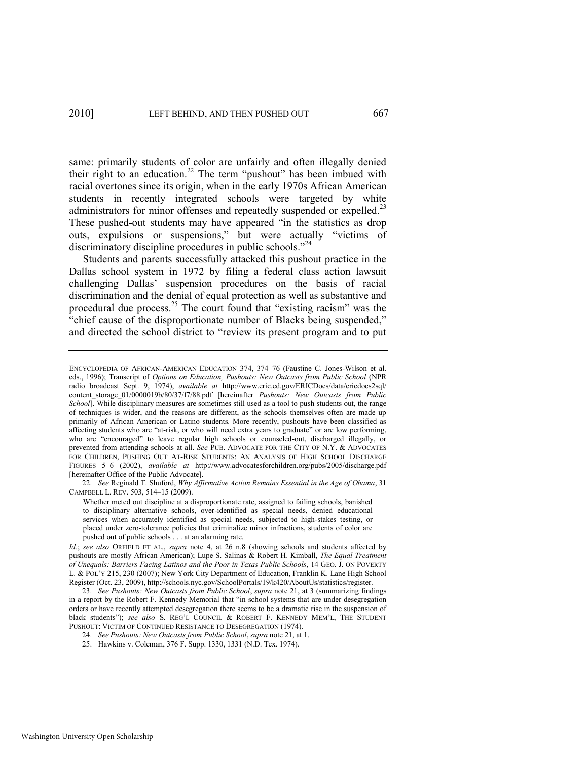same: primarily students of color are unfairly and often illegally denied their right to an education.[22] The term "pushout" has been imbued with racial overtones since its origin, when in the early 1970s African American students in recently integrated schools were targeted by white administrators for minor offenses and repeatedly suspended or expelled.[23] These pushed-out students may have appeared "in the statistics as drop outs, expulsions or suspensions," but were actually "victims of discriminatory discipline procedures in public schools."[24]

Students and parents successfully attacked this pushout practice in the Dallas school system in 1972 by filing a federal class action lawsuit challenging Dallas' suspension procedures on the basis of racial discrimination and the denial of equal protection as well as substantive and procedural due process.[25] The court found that "existing racism" was the "chief cause of the disproportionate number of Blacks being suspended," and directed the school district to "review its present program and to put

---

ENCYCLOPEDIA OF AFRICAN-AMERICAN EDUCATION 374, 374–76 (Faustine C. Jones-Wilson et al. eds., 1996); Transcript of *Options on Education, Pushouts: New Outcasts from Public School* (NPR radio broadcast Sept. 9, 1974), *available at* http://www.eric.ed.gov/ERICDocs/data/ericdocs2sql/content_storage_01/0000019b/80/37/f7/88.pdf [hereinafter *Pushouts: New Outcasts from Public School*]. While disciplinary measures are sometimes still used as a tool to push students out, the range of techniques is wider, and the reasons are different, as the schools themselves often are made up primarily of African American or Latino students. More recently, pushouts have been classified as affecting students who are "at-risk, or who will need extra years to graduate" or are low performing, who are "encouraged" to leave regular high schools or counseled-out, discharged illegally, or prevented from attending schools at all. *See* PUB. ADVOCATE FOR THE CITY OF N.Y. & ADVOCATES FOR CHILDREN, PUSHING OUT AT-RISK STUDENTS: AN ANALYSIS OF HIGH SCHOOL DISCHARGE FIGURES 5–6 (2002), *available at* http://www.advocatesforchildren.org/pubs/2005/discharge.pdf [hereinafter Office of the Public Advocate].

22. *See* Reginald T. Shuford, *Why Affirmative Action Remains Essential in the Age of Obama*, 31 CAMPBELL L. REV. 503, 514–15 (2009).

> Whether meted out discipline at a disproportionate rate, assigned to failing schools, banished to disciplinary alternative schools, over-identified as special needs, denied educational services when accurately identified as special needs, subjected to high-stakes testing, or placed under zero-tolerance policies that criminalize minor infractions, students of color are pushed out of public schools . . . at an alarming rate.

*Id.*; *see also* ORFIELD ET AL., *supra* note 4, at 26 n.8 (showing schools and students affected by pushouts are mostly African American); Lupe S. Salinas & Robert H. Kimball, *The Equal Treatment of Unequals: Barriers Facing Latinos and the Poor in Texas Public Schools*, 14 GEO. J. ON POVERTY L. & POL'Y 215, 230 (2007); New York City Department of Education, Franklin K. Lane High School Register (Oct. 23, 2009), http://schools.nyc.gov/SchoolPortals/19/k420/AboutUs/statistics/register.

23. *See Pushouts: New Outcasts from Public School*, *supra* note 21, at 3 (summarizing findings in a report by the Robert F. Kennedy Memorial that "in school systems that are under desegregation orders or have recently attempted desegregation there seems to be a dramatic rise in the suspension of black students"); *see also* S. REG'L COUNCIL & ROBERT F. KENNEDY MEM'L, THE STUDENT PUSHOUT: VICTIM OF CONTINUED RESISTANCE TO DESEGREGATION (1974).

24. *See Pushouts: New Outcasts from Public School*, *supra* note 21, at 1.

25. Hawkins v. Coleman, 376 F. Supp. 1330, 1331 (N.D. Tex. 1974).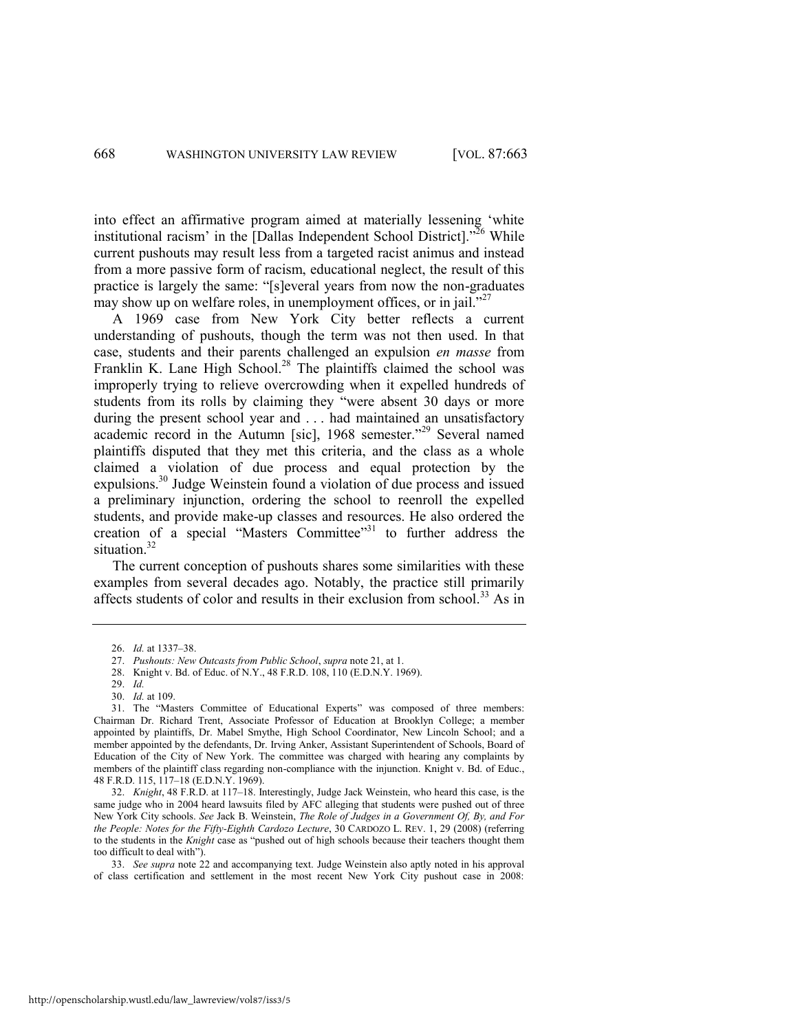into effect an affirmative program aimed at materially lessening 'white institutional racism' in the [Dallas Independent School District]."[26] While current pushouts may result less from a targeted racist animus and instead from a more passive form of racism, educational neglect, the result of this practice is largely the same: "[s]everal years from now the non-graduates may show up on welfare roles, in unemployment offices, or in jail."[27]

A 1969 case from New York City better reflects a current understanding of pushouts, though the term was not then used. In that case, students and their parents challenged an expulsion *en masse* from Franklin K. Lane High School.[28] The plaintiffs claimed the school was improperly trying to relieve overcrowding when it expelled hundreds of students from its rolls by claiming they "were absent 30 days or more during the present school year and . . . had maintained an unsatisfactory academic record in the Autumn [sic], 1968 semester."[29] Several named plaintiffs disputed that they met this criteria, and the class as a whole claimed a violation of due process and equal protection by the expulsions.[30] Judge Weinstein found a violation of due process and issued a preliminary injunction, ordering the school to reenroll the expelled students, and provide make-up classes and resources. He also ordered the creation of a special "Masters Committee"[31] to further address the situation.[32]

The current conception of pushouts shares some similarities with these examples from several decades ago. Notably, the practice still primarily affects students of color and results in their exclusion from school.[33] As in

---

26. *Id.* at 1337–38.

27. *Pushouts: New Outcasts from Public School*, *supra* note 21, at 1.

28. Knight v. Bd. of Educ. of N.Y., 48 F.R.D. 108, 110 (E.D.N.Y. 1969).

29. *Id.*

30. *Id.* at 109.

31. The "Masters Committee of Educational Experts" was composed of three members: Chairman Dr. Richard Trent, Associate Professor of Education at Brooklyn College; a member appointed by plaintiffs, Dr. Mabel Smythe, High School Coordinator, New Lincoln School; and a member appointed by the defendants, Dr. Irving Anker, Assistant Superintendent of Schools, Board of Education of the City of New York. The committee was charged with hearing any complaints by members of the plaintiff class regarding non-compliance with the injunction. Knight v. Bd. of Educ., 48 F.R.D. 115, 117–18 (E.D.N.Y. 1969).

32. *Knight*, 48 F.R.D. at 117–18. Interestingly, Judge Jack Weinstein, who heard this case, is the same judge who in 2004 heard lawsuits filed by AFC alleging that students were pushed out of three New York City schools. *See* Jack B. Weinstein, *The Role of Judges in a Government Of, By, and For the People: Notes for the Fifty-Eighth Cardozo Lecture*, 30 CARDOZO L. REV. 1, 29 (2008) (referring to the students in the *Knight* case as "pushed out of high schools because their teachers thought them too difficult to deal with").

33. *See supra* note 22 and accompanying text. Judge Weinstein also aptly noted in his approval of class certification and settlement in the most recent New York City pushout case in 2008: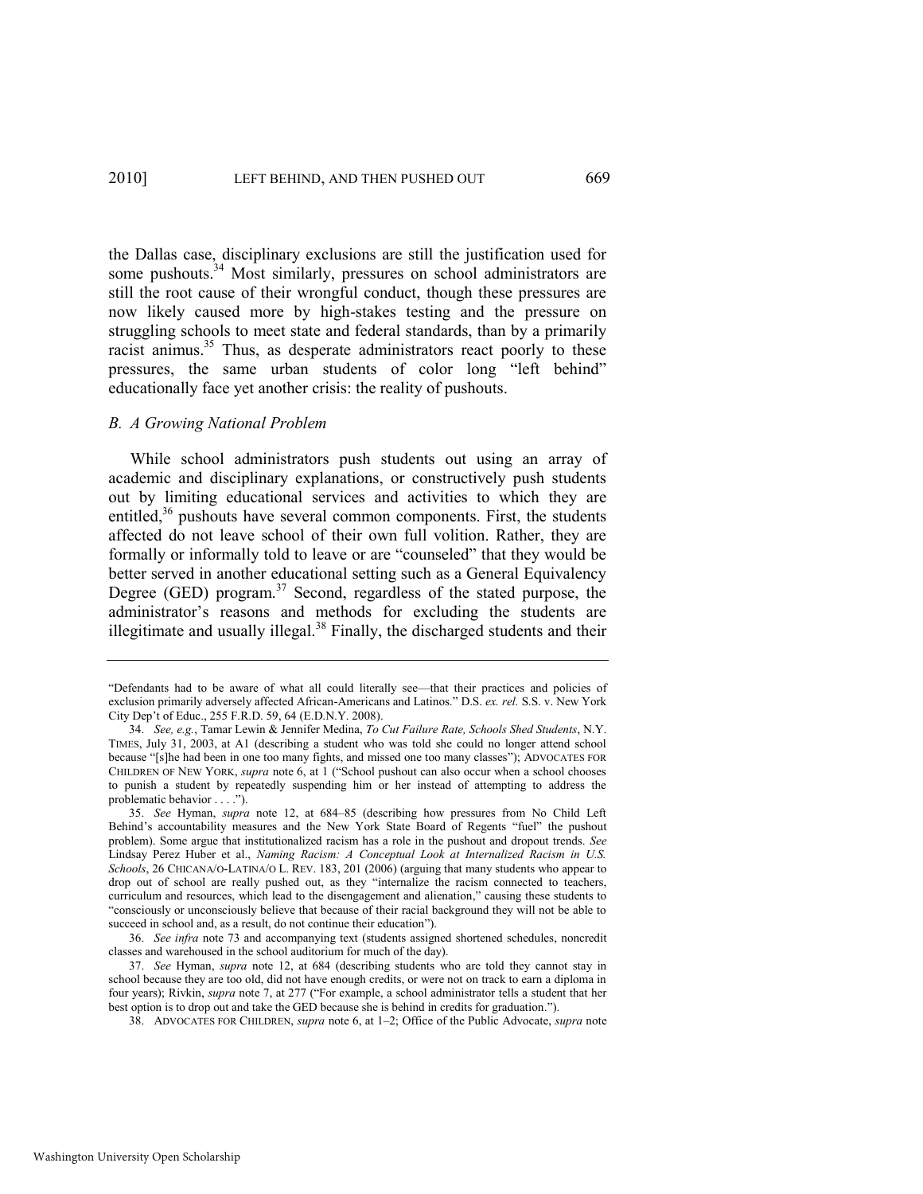the Dallas case, disciplinary exclusions are still the justification used for some pushouts.[34] Most similarly, pressures on school administrators are still the root cause of their wrongful conduct, though these pressures are now likely caused more by high-stakes testing and the pressure on struggling schools to meet state and federal standards, than by a primarily racist animus.[35] Thus, as desperate administrators react poorly to these pressures, the same urban students of color long "left behind" educationally face yet another crisis: the reality of pushouts.

### *B. A Growing National Problem*

While school administrators push students out using an array of academic and disciplinary explanations, or constructively push students out by limiting educational services and activities to which they are entitled,[36] pushouts have several common components. First, the students affected do not leave school of their own full volition. Rather, they are formally or informally told to leave or are "counseled" that they would be better served in another educational setting such as a General Equivalency Degree (GED) program.[37] Second, regardless of the stated purpose, the administrator's reasons and methods for excluding the students are illegitimate and usually illegal.[38] Finally, the discharged students and their

---

"Defendants had to be aware of what all could literally see—that their practices and policies of exclusion primarily adversely affected African-Americans and Latinos." D.S. *ex. rel.* S.S. v. New York City Dep't of Educ., 255 F.R.D. 59, 64 (E.D.N.Y. 2008).

34. *See, e.g.*, Tamar Lewin & Jennifer Medina, *To Cut Failure Rate, Schools Shed Students*, N.Y. TIMES, July 31, 2003, at A1 (describing a student who was told she could no longer attend school because "[s]he had been in one too many fights, and missed one too many classes"); ADVOCATES FOR CHILDREN OF NEW YORK, *supra* note 6, at 1 ("School pushout can also occur when a school chooses to punish a student by repeatedly suspending him or her instead of attempting to address the problematic behavior . . . .").

35. *See* Hyman, *supra* note 12, at 684–85 (describing how pressures from No Child Left Behind's accountability measures and the New York State Board of Regents "fuel" the pushout problem). Some argue that institutionalized racism has a role in the pushout and dropout trends. *See* Lindsay Perez Huber et al., *Naming Racism: A Conceptual Look at Internalized Racism in U.S. Schools*, 26 CHICANA/O-LATINA/O L. REV. 183, 201 (2006) (arguing that many students who appear to drop out of school are really pushed out, as they "internalize the racism connected to teachers, curriculum and resources, which lead to the disengagement and alienation," causing these students to "consciously or unconsciously believe that because of their racial background they will not be able to succeed in school and, as a result, do not continue their education").

36. *See infra* note 73 and accompanying text (students assigned shortened schedules, noncredit classes and warehoused in the school auditorium for much of the day).

37. *See* Hyman, *supra* note 12, at 684 (describing students who are told they cannot stay in school because they are too old, did not have enough credits, or were not on track to earn a diploma in four years); Rivkin, *supra* note 7, at 277 ("For example, a school administrator tells a student that her best option is to drop out and take the GED because she is behind in credits for graduation.").

38. ADVOCATES FOR CHILDREN, *supra* note 6, at 1–2; Office of the Public Advocate, *supra* note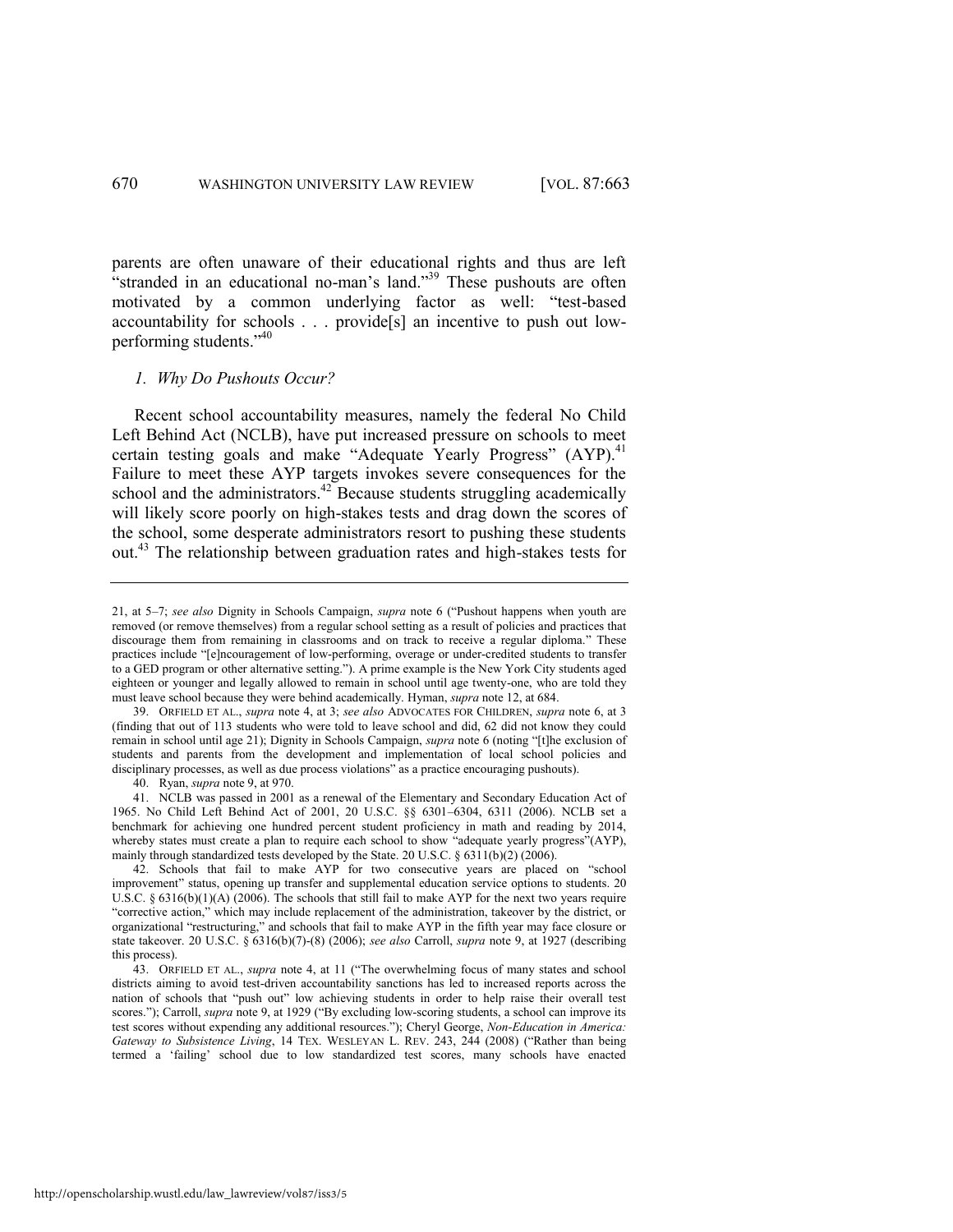parents are often unaware of their educational rights and thus are left "stranded in an educational no-man's land."[39] These pushouts are often motivated by a common underlying factor as well: "test-based accountability for schools . . . provide[s] an incentive to push out low-performing students."[40]

### *1. Why Do Pushouts Occur?*

Recent school accountability measures, namely the federal No Child Left Behind Act (NCLB), have put increased pressure on schools to meet certain testing goals and make "Adequate Yearly Progress" (AYP).[41] Failure to meet these AYP targets invokes severe consequences for the school and the administrators.[42] Because students struggling academically will likely score poorly on high-stakes tests and drag down the scores of the school, some desperate administrators resort to pushing these students out.[43] The relationship between graduation rates and high-stakes tests for

---

21, at 5–7; *see also* Dignity in Schools Campaign, *supra* note 6 ("Pushout happens when youth are removed (or remove themselves) from a regular school setting as a result of policies and practices that discourage them from remaining in classrooms and on track to receive a regular diploma." These practices include "[e]ncouragement of low-performing, overage or under-credited students to transfer to a GED program or other alternative setting."). A prime example is the New York City students aged eighteen or younger and legally allowed to remain in school until age twenty-one, who are told they must leave school because they were behind academically. Hyman, *supra* note 12, at 684.

39. ORFIELD ET AL., *supra* note 4, at 3; *see also* ADVOCATES FOR CHILDREN, *supra* note 6, at 3 (finding that out of 113 students who were told to leave school and did, 62 did not know they could remain in school until age 21); Dignity in Schools Campaign, *supra* note 6 (noting "[t]he exclusion of students and parents from the development and implementation of local school policies and disciplinary processes, as well as due process violations" as a practice encouraging pushouts).

40. Ryan, *supra* note 9, at 970.

41. NCLB was passed in 2001 as a renewal of the Elementary and Secondary Education Act of 1965. No Child Left Behind Act of 2001, 20 U.S.C. §§ 6301–6304, 6311 (2006). NCLB set a benchmark for achieving one hundred percent student proficiency in math and reading by 2014, whereby states must create a plan to require each school to show "adequate yearly progress"(AYP), mainly through standardized tests developed by the State. 20 U.S.C. § 6311(b)(2) (2006).

42. Schools that fail to make AYP for two consecutive years are placed on "school improvement" status, opening up transfer and supplemental education service options to students. 20 U.S.C. § 6316(b)(1)(A) (2006). The schools that still fail to make AYP for the next two years require "corrective action," which may include replacement of the administration, takeover by the district, or organizational "restructuring," and schools that fail to make AYP in the fifth year may face closure or state takeover. 20 U.S.C. § 6316(b)(7)-(8) (2006); *see also* Carroll, *supra* note 9, at 1927 (describing this process).

43. ORFIELD ET AL., *supra* note 4, at 11 ("The overwhelming focus of many states and school districts aiming to avoid test-driven accountability sanctions has led to increased reports across the nation of schools that "push out" low achieving students in order to help raise their overall test scores."); Carroll, *supra* note 9, at 1929 ("By excluding low-scoring students, a school can improve its test scores without expending any additional resources."); Cheryl George, *Non-Education in America: Gateway to Subsistence Living*, 14 TEX. WESLEYAN L. REV. 243, 244 (2008) ("Rather than being termed a 'failing' school due to low standardized test scores, many schools have enacted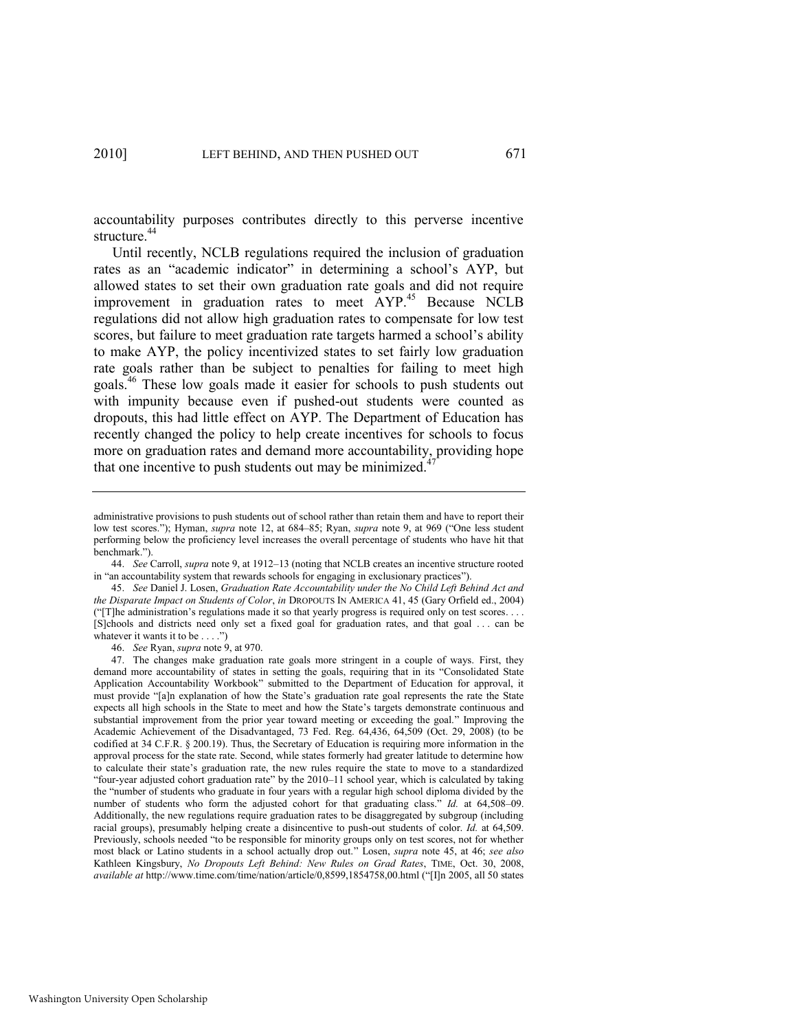accountability purposes contributes directly to this perverse incentive structure.[44]

Until recently, NCLB regulations required the inclusion of graduation rates as an "academic indicator" in determining a school's AYP, but allowed states to set their own graduation rate goals and did not require improvement in graduation rates to meet AYP.[45] Because NCLB regulations did not allow high graduation rates to compensate for low test scores, but failure to meet graduation rate targets harmed a school's ability to make AYP, the policy incentivized states to set fairly low graduation rate goals rather than be subject to penalties for failing to meet high goals.[46] These low goals made it easier for schools to push students out with impunity because even if pushed-out students were counted as dropouts, this had little effect on AYP. The Department of Education has recently changed the policy to help create incentives for schools to focus more on graduation rates and demand more accountability, providing hope that one incentive to push students out may be minimized.[47]

---

administrative provisions to push students out of school rather than retain them and have to report their low test scores."); Hyman, *supra* note 12, at 684–85; Ryan, *supra* note 9, at 969 ("One less student performing below the proficiency level increases the overall percentage of students who have hit that benchmark.").

44. *See* Carroll, *supra* note 9, at 1912–13 (noting that NCLB creates an incentive structure rooted in "an accountability system that rewards schools for engaging in exclusionary practices").

45. *See* Daniel J. Losen, *Graduation Rate Accountability under the No Child Left Behind Act and the Disparate Impact on Students of Color*, *in* DROPOUTS IN AMERICA 41, 45 (Gary Orfield ed., 2004) ("[T]he administration's regulations made it so that yearly progress is required only on test scores. . . . [S]chools and districts need only set a fixed goal for graduation rates, and that goal . . . can be whatever it wants it to be . . . .")

46. *See* Ryan, *supra* note 9, at 970.

47. The changes make graduation rate goals more stringent in a couple of ways. First, they demand more accountability of states in setting the goals, requiring that in its "Consolidated State Application Accountability Workbook" submitted to the Department of Education for approval, it must provide "[a]n explanation of how the State's graduation rate goal represents the rate the State expects all high schools in the State to meet and how the State's targets demonstrate continuous and substantial improvement from the prior year toward meeting or exceeding the goal." Improving the Academic Achievement of the Disadvantaged, 73 Fed. Reg. 64,436, 64,509 (Oct. 29, 2008) (to be codified at 34 C.F.R. § 200.19). Thus, the Secretary of Education is requiring more information in the approval process for the state rate. Second, while states formerly had greater latitude to determine how to calculate their state's graduation rate, the new rules require the state to move to a standardized "four-year adjusted cohort graduation rate" by the 2010–11 school year, which is calculated by taking the "number of students who graduate in four years with a regular high school diploma divided by the number of students who form the adjusted cohort for that graduating class." *Id.* at 64,508–09. Additionally, the new regulations require graduation rates to be disaggregated by subgroup (including racial groups), presumably helping create a disincentive to push-out students of color. *Id.* at 64,509. Previously, schools needed "to be responsible for minority groups only on test scores, not for whether most black or Latino students in a school actually drop out." Losen, *supra* note 45, at 46; *see also* Kathleen Kingsbury, *No Dropouts Left Behind: New Rules on Grad Rates*, TIME, Oct. 30, 2008, *available at* http://www.time.com/time/nation/article/0,8599,1854758,00.html ("[I]n 2005, all 50 states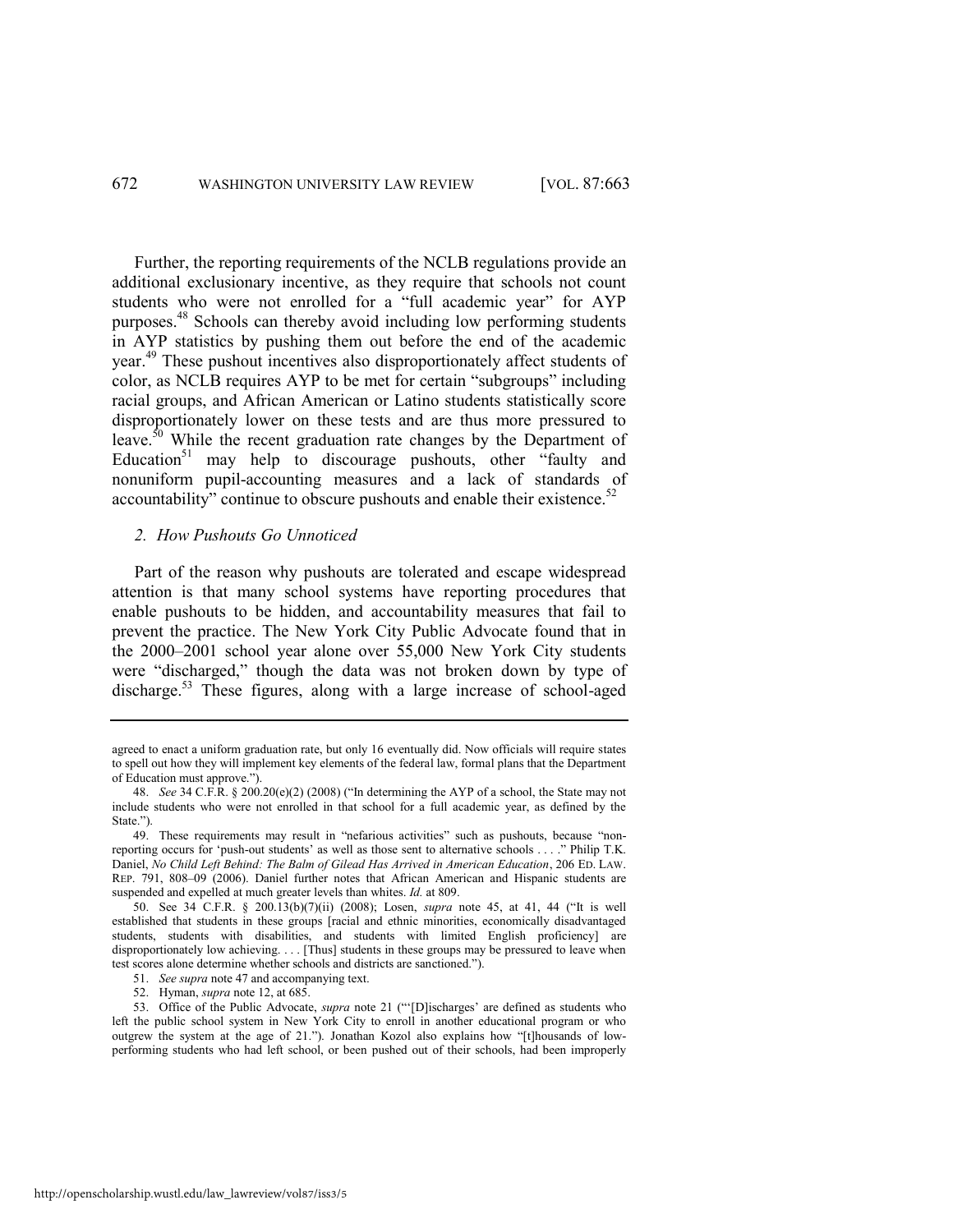Further, the reporting requirements of the NCLB regulations provide an additional exclusionary incentive, as they require that schools not count students who were not enrolled for a "full academic year" for AYP purposes.[48] Schools can thereby avoid including low performing students in AYP statistics by pushing them out before the end of the academic year.[49] These pushout incentives also disproportionately affect students of color, as NCLB requires AYP to be met for certain "subgroups" including racial groups, and African American or Latino students statistically score disproportionately lower on these tests and are thus more pressured to leave.[50] While the recent graduation rate changes by the Department of Education[51] may help to discourage pushouts, other "faulty and nonuniform pupil-accounting measures and a lack of standards of accountability" continue to obscure pushouts and enable their existence.[52]

### *2. How Pushouts Go Unnoticed*

Part of the reason why pushouts are tolerated and escape widespread attention is that many school systems have reporting procedures that enable pushouts to be hidden, and accountability measures that fail to prevent the practice. The New York City Public Advocate found that in the 2000–2001 school year alone over 55,000 New York City students were "discharged," though the data was not broken down by type of discharge.[53] These figures, along with a large increase of school-aged

---

agreed to enact a uniform graduation rate, but only 16 eventually did. Now officials will require states to spell out how they will implement key elements of the federal law, formal plans that the Department of Education must approve.").

48. *See* 34 C.F.R. § 200.20(e)(2) (2008) ("In determining the AYP of a school, the State may not include students who were not enrolled in that school for a full academic year, as defined by the State.").

49. These requirements may result in "nefarious activities" such as pushouts, because "non-reporting occurs for 'push-out students' as well as those sent to alternative schools . . . ." Philip T.K. Daniel, *No Child Left Behind: The Balm of Gilead Has Arrived in American Education*, 206 ED. LAW. REP. 791, 808–09 (2006). Daniel further notes that African American and Hispanic students are suspended and expelled at much greater levels than whites. *Id.* at 809.

50. See 34 C.F.R. § 200.13(b)(7)(ii) (2008); Losen, *supra* note 45, at 41, 44 ("It is well established that students in these groups [racial and ethnic minorities, economically disadvantaged students, students with disabilities, and students with limited English proficiency] are disproportionately low achieving. . . . [Thus] students in these groups may be pressured to leave when test scores alone determine whether schools and districts are sanctioned.").

51. *See supra* note 47 and accompanying text.

52. Hyman, *supra* note 12, at 685.

53. Office of the Public Advocate, *supra* note 21 ("'[D]ischarges' are defined as students who left the public school system in New York City to enroll in another educational program or who outgrew the system at the age of 21."). Jonathan Kozol also explains how "[t]housands of low-performing students who had left school, or been pushed out of their schools, had been improperly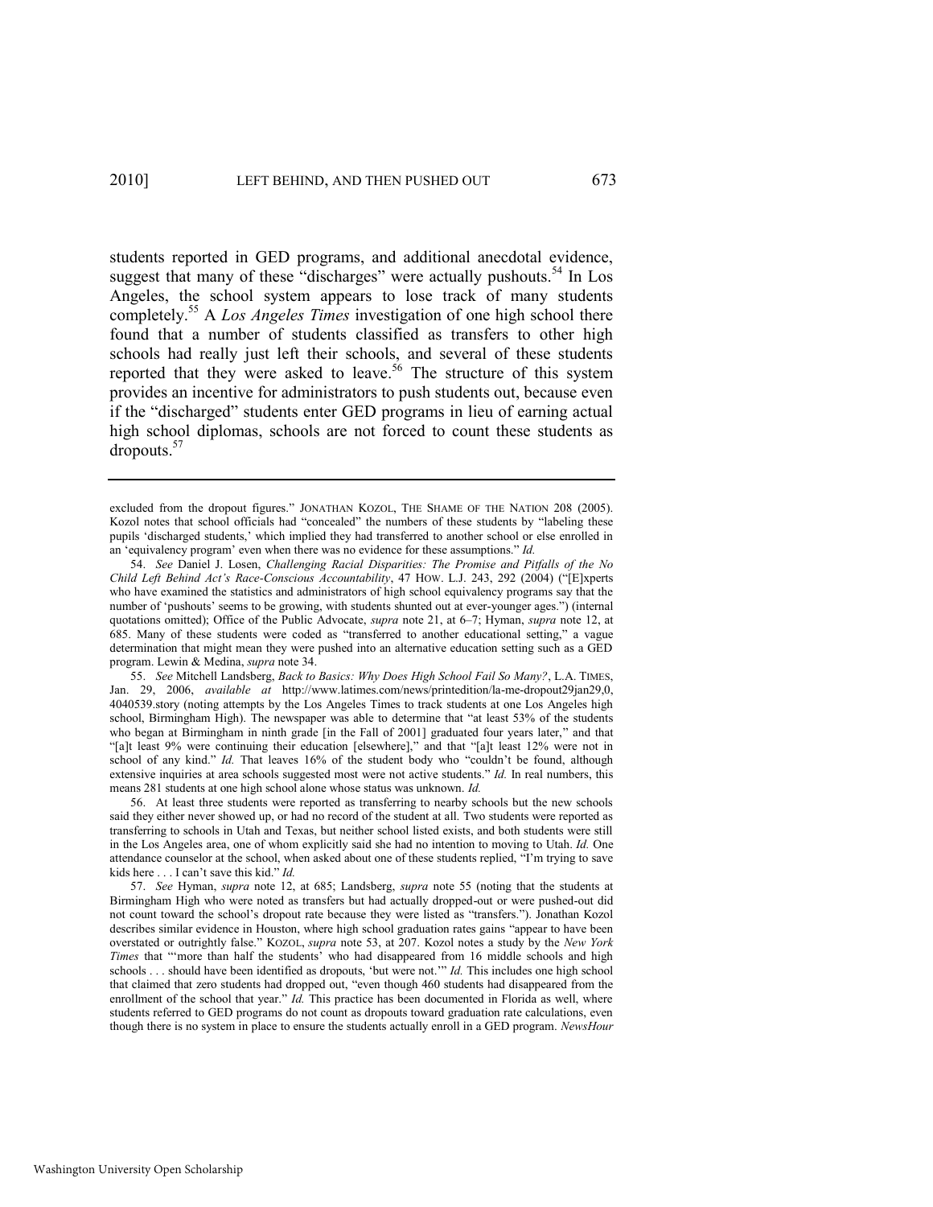students reported in GED programs, and additional anecdotal evidence, suggest that many of these "discharges" were actually pushouts.[54] In Los Angeles, the school system appears to lose track of many students completely.[55] A *Los Angeles Times* investigation of one high school there found that a number of students classified as transfers to other high schools had really just left their schools, and several of these students reported that they were asked to leave.[56] The structure of this system provides an incentive for administrators to push students out, because even if the "discharged" students enter GED programs in lieu of earning actual high school diplomas, schools are not forced to count these students as dropouts.[57]

---

excluded from the dropout figures." JONATHAN KOZOL, THE SHAME OF THE NATION 208 (2005). Kozol notes that school officials had "concealed" the numbers of these students by "labeling these pupils 'discharged students,' which implied they had transferred to another school or else enrolled in an 'equivalency program' even when there was no evidence for these assumptions." *Id.*

54. *See* Daniel J. Losen, *Challenging Racial Disparities: The Promise and Pitfalls of the No Child Left Behind Act's Race-Conscious Accountability*, 47 HOW. L.J. 243, 292 (2004) ("[E]xperts who have examined the statistics and administrators of high school equivalency programs say that the number of 'pushouts' seems to be growing, with students shunted out at ever-younger ages.") (internal quotations omitted); Office of the Public Advocate, *supra* note 21, at 6–7; Hyman, *supra* note 12, at 685. Many of these students were coded as "transferred to another educational setting," a vague determination that might mean they were pushed into an alternative education setting such as a GED program. Lewin & Medina, *supra* note 34.

55. *See* Mitchell Landsberg, *Back to Basics: Why Does High School Fail So Many?*, L.A. TIMES, Jan. 29, 2006, *available at* http://www.latimes.com/news/printedition/la-me-dropout29jan29,0,4040539.story (noting attempts by the Los Angeles Times to track students at one Los Angeles high school, Birmingham High). The newspaper was able to determine that "at least 53% of the students who began at Birmingham in ninth grade [in the Fall of 2001] graduated four years later," and that "[a]t least 9% were continuing their education [elsewhere]," and that "[a]t least 12% were not in school of any kind." *Id.* That leaves 16% of the student body who "couldn't be found, although extensive inquiries at area schools suggested most were not active students." *Id.* In real numbers, this means 281 students at one high school alone whose status was unknown. *Id.*

56. At least three students were reported as transferring to nearby schools but the new schools said they either never showed up, or had no record of the student at all. Two students were reported as transferring to schools in Utah and Texas, but neither school listed exists, and both students were still in the Los Angeles area, one of whom explicitly said she had no intention to moving to Utah. *Id.* One attendance counselor at the school, when asked about one of these students replied, "I'm trying to save kids here . . . I can't save this kid." *Id.*

57. *See* Hyman, *supra* note 12, at 685; Landsberg, *supra* note 55 (noting that the students at Birmingham High who were noted as transfers but had actually dropped-out or were pushed-out did not count toward the school's dropout rate because they were listed as "transfers."). Jonathan Kozol describes similar evidence in Houston, where high school graduation rates gains "appear to have been overstated or outrightly false." KOZOL, *supra* note 53, at 207. Kozol notes a study by the *New York Times* that "'more than half the students' who had disappeared from 16 middle schools and high schools . . . should have been identified as dropouts, 'but were not.'" *Id.* This includes one high school that claimed that zero students had dropped out, "even though 460 students had disappeared from the enrollment of the school that year." *Id.* This practice has been documented in Florida as well, where students referred to GED programs do not count as dropouts toward graduation rate calculations, even though there is no system in place to ensure the students actually enroll in a GED program. *NewsHour*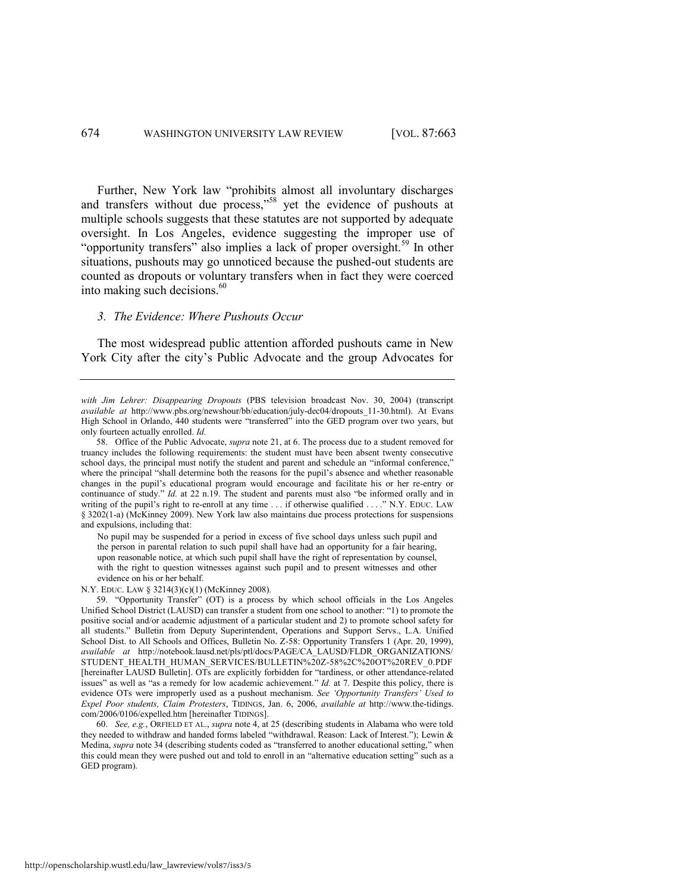Further, New York law "prohibits almost all involuntary discharges and transfers without due process,"[58] yet the evidence of pushouts at multiple schools suggests that these statutes are not supported by adequate oversight. In Los Angeles, evidence suggesting the improper use of "opportunity transfers" also implies a lack of proper oversight.[59] In other situations, pushouts may go unnoticed because the pushed-out students are counted as dropouts or voluntary transfers when in fact they were coerced into making such decisions.[60]

### *3. The Evidence: Where Pushouts Occur*

The most widespread public attention afforded pushouts came in New York City after the city's Public Advocate and the group Advocates for

---

*with Jim Lehrer: Disappearing Dropouts* (PBS television broadcast Nov. 30, 2004) (transcript *available at* http://www.pbs.org/newshour/bb/education/july-dec04/dropouts_11-30.html). At Evans High School in Orlando, 440 students were "transferred" into the GED program over two years, but only fourteen actually enrolled. *Id.*

58. Office of the Public Advocate, *supra* note 21, at 6. The process due to a student removed for truancy includes the following requirements: the student must have been absent twenty consecutive school days, the principal must notify the student and parent and schedule an "informal conference," where the principal "shall determine both the reasons for the pupil's absence and whether reasonable changes in the pupil's educational program would encourage and facilitate his or her re-entry or continuance of study." *Id.* at 22 n.19. The student and parents must also "be informed orally and in writing of the pupil's right to re-enroll at any time . . . if otherwise qualified . . . ." N.Y. EDUC. LAW § 3202(1-a) (McKinney 2009). New York law also maintains due process protections for suspensions and expulsions, including that:

> No pupil may be suspended for a period in excess of five school days unless such pupil and the person in parental relation to such pupil shall have had an opportunity for a fair hearing, upon reasonable notice, at which such pupil shall have the right of representation by counsel, with the right to question witnesses against such pupil and to present witnesses and other evidence on his or her behalf.

N.Y. EDUC. LAW § 3214(3)(c)(1) (McKinney 2008).

59. "Opportunity Transfer" (OT) is a process by which school officials in the Los Angeles Unified School District (LAUSD) can transfer a student from one school to another: "1) to promote the positive social and/or academic adjustment of a particular student and 2) to promote school safety for all students." Bulletin from Deputy Superintendent, Operations and Support Servs., L.A. Unified School Dist. to All Schools and Offices, Bulletin No. Z-58: Opportunity Transfers 1 (Apr. 20, 1999), *available at* http://notebook.lausd.net/pls/ptl/docs/PAGE/CA_LAUSD/FLDR_ORGANIZATIONS/STUDENT_HEALTH_HUMAN_SERVICES/BULLETIN%20Z-58%2C%20OT%20REV_0.PDF [hereinafter LAUSD Bulletin]. OTs are explicitly forbidden for "tardiness, or other attendance-related issues" as well as "as a remedy for low academic achievement." *Id.* at 7. Despite this policy, there is evidence OTs were improperly used as a pushout mechanism. *See 'Opportunity Transfers' Used to Expel Poor students, Claim Protesters*, TIDINGS, Jan. 6, 2006, *available at* http://www.the-tidings.com/2006/0106/expelled.htm [hereinafter TIDINGS].

60. *See, e.g.*, ORFIELD ET AL., *supra* note 4, at 25 (describing students in Alabama who were told they needed to withdraw and handed forms labeled "withdrawal. Reason: Lack of Interest."); Lewin & Medina, *supra* note 34 (describing students coded as "transferred to another educational setting," when this could mean they were pushed out and told to enroll in an "alternative education setting" such as a GED program).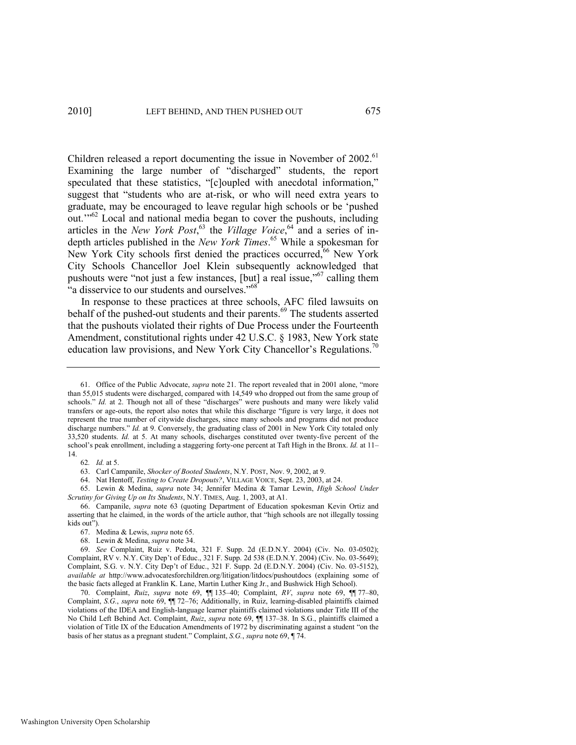Children released a report documenting the issue in November of 2002.[61] Examining the large number of "discharged" students, the report speculated that these statistics, "[c]oupled with anecdotal information," suggest that "students who are at-risk, or who will need extra years to graduate, may be encouraged to leave regular high schools or be 'pushed out.'"[62] Local and national media began to cover the pushouts, including articles in the *New York Post*,[63] the *Village Voice*,[64] and a series of in-depth articles published in the *New York Times*.[65] While a spokesman for New York City schools first denied the practices occurred,[66] New York City Schools Chancellor Joel Klein subsequently acknowledged that pushouts were "not just a few instances, [but] a real issue,"[67] calling them "a disservice to our students and ourselves."[68]

In response to these practices at three schools, AFC filed lawsuits on behalf of the pushed-out students and their parents.[69] The students asserted that the pushouts violated their rights of Due Process under the Fourteenth Amendment, constitutional rights under 42 U.S.C. § 1983, New York state education law provisions, and New York City Chancellor's Regulations.[70]

---

61. Office of the Public Advocate, *supra* note 21. The report revealed that in 2001 alone, "more than 55,015 students were discharged, compared with 14,549 who dropped out from the same group of schools." *Id.* at 2. Though not all of these "discharges" were pushouts and many were likely valid transfers or age-outs, the report also notes that while this discharge "figure is very large, it does not represent the true number of citywide discharges, since many schools and programs did not produce discharge numbers." *Id.* at 9. Conversely, the graduating class of 2001 in New York City totaled only 33,520 students. *Id.* at 5. At many schools, discharges constituted over twenty-five percent of the school's peak enrollment, including a staggering forty-one percent at Taft High in the Bronx. *Id.* at 11–14.

62. *Id.* at 5.

63. Carl Campanile, *Shocker of Booted Students*, N.Y. POST, Nov. 9, 2002, at 9.

64. Nat Hentoff, *Testing to Create Dropouts?*, VILLAGE VOICE, Sept. 23, 2003, at 24.

65. Lewin & Medina, *supra* note 34; Jennifer Medina & Tamar Lewin, *High School Under Scrutiny for Giving Up on Its Students*, N.Y. TIMES, Aug. 1, 2003, at A1.

66. Campanile, *supra* note 63 (quoting Department of Education spokesman Kevin Ortiz and asserting that he claimed, in the words of the article author, that "high schools are not illegally tossing kids out").

67. Medina & Lewis, *supra* note 65.

68. Lewin & Medina, *supra* note 34.

69. *See* Complaint, Ruiz v. Pedota, 321 F. Supp. 2d (E.D.N.Y. 2004) (Civ. No. 03-0502); Complaint, RV v. N.Y. City Dep't of Educ., 321 F. Supp. 2d 538 (E.D.N.Y. 2004) (Civ. No. 03-5649); Complaint, S.G. v. N.Y. City Dep't of Educ., 321 F. Supp. 2d (E.D.N.Y. 2004) (Civ. No. 03-5152), *available at* http://www.advocatesforchildren.org/litigation/litdocs/pushoutdocs (explaining some of the basic facts alleged at Franklin K. Lane, Martin Luther King Jr., and Bushwick High School).

70. Complaint, *Ruiz*, *supra* note 69, ¶¶ 135–40; Complaint, *RV*, *supra* note 69, ¶¶ 77–80, Complaint, *S.G.*, *supra* note 69, ¶¶ 72–76; Additionally, in Ruiz, learning-disabled plaintiffs claimed violations of the IDEA and English-language learner plaintiffs claimed violations under Title III of the No Child Left Behind Act. Complaint, *Ruiz*, *supra* note 69, ¶¶ 137–38. In S.G., plaintiffs claimed a violation of Title IX of the Education Amendments of 1972 by discriminating against a student "on the basis of her status as a pregnant student." Complaint, *S.G.*, *supra* note 69, ¶ 74.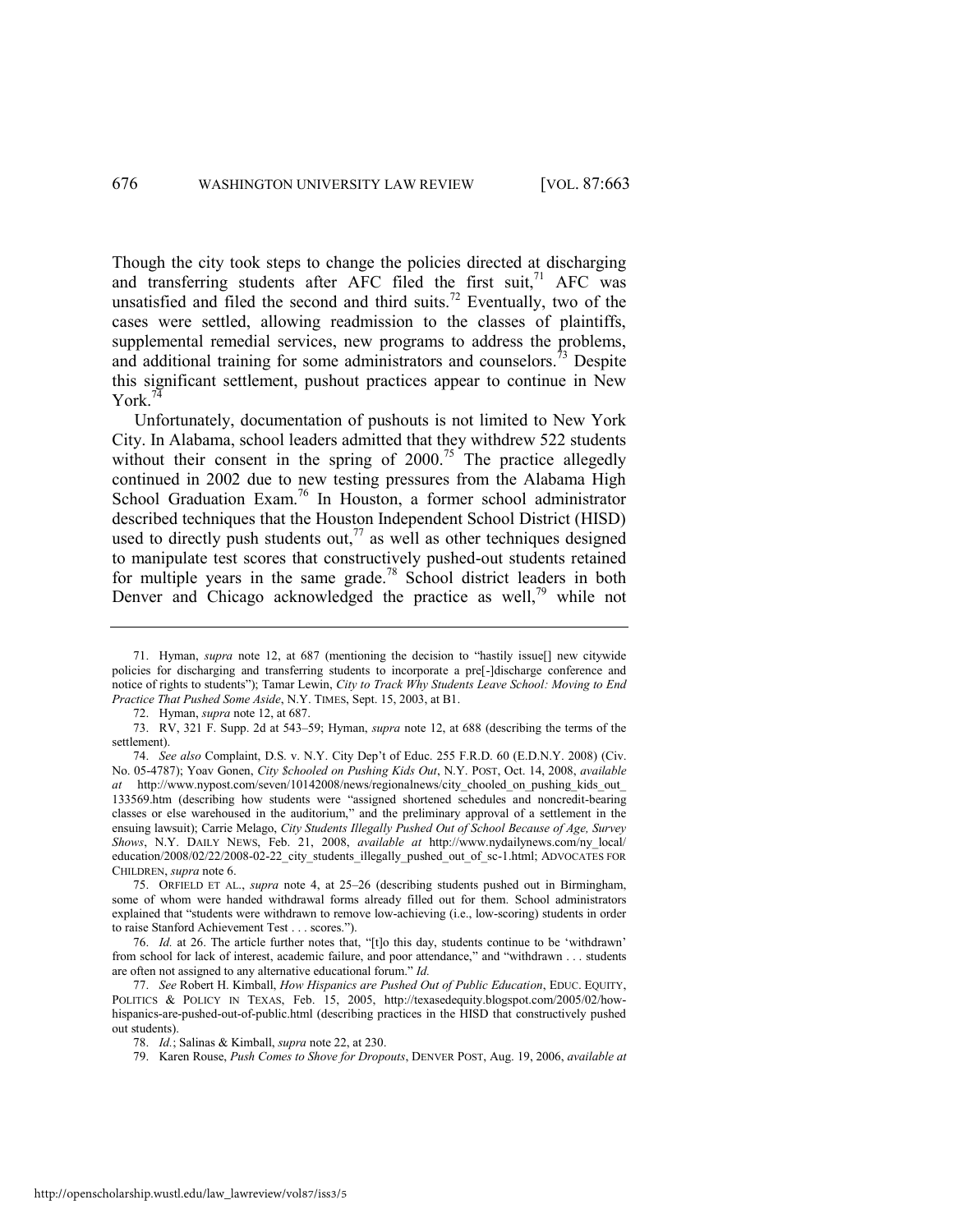Though the city took steps to change the policies directed at discharging and transferring students after AFC filed the first suit,[71] AFC was unsatisfied and filed the second and third suits.[72] Eventually, two of the cases were settled, allowing readmission to the classes of plaintiffs, supplemental remedial services, new programs to address the problems, and additional training for some administrators and counselors.[73] Despite this significant settlement, pushout practices appear to continue in New York.[74]

Unfortunately, documentation of pushouts is not limited to New York City. In Alabama, school leaders admitted that they withdrew 522 students without their consent in the spring of 2000.[75] The practice allegedly continued in 2002 due to new testing pressures from the Alabama High School Graduation Exam.[76] In Houston, a former school administrator described techniques that the Houston Independent School District (HISD) used to directly push students out,[77] as well as other techniques designed to manipulate test scores that constructively pushed-out students retained for multiple years in the same grade.[78] School district leaders in both Denver and Chicago acknowledged the practice as well,[79] while not

---

71. Hyman, *supra* note 12, at 687 (mentioning the decision to "hastily issue[] new citywide policies for discharging and transferring students to incorporate a pre[-]discharge conference and notice of rights to students"); Tamar Lewin, *City to Track Why Students Leave School: Moving to End Practice That Pushed Some Aside*, N.Y. TIMES, Sept. 15, 2003, at B1.

72. Hyman, *supra* note 12, at 687.

73. RV, 321 F. Supp. 2d at 543–59; Hyman, *supra* note 12, at 688 (describing the terms of the settlement).

74. *See also* Complaint, D.S. v. N.Y. City Dep't of Educ. 255 F.R.D. 60 (E.D.N.Y. 2008) (Civ. No. 05-4787); Yoav Gonen, *City $chooled on Pushing Kids Out*, N.Y. POST, Oct. 14, 2008, *available at* http://www.nypost.com/seven/10142008/news/regionalnews/city_chooled_on_pushing_kids_out_133569.htm (describing how students were "assigned shortened schedules and noncredit-bearing classes or else warehoused in the auditorium," and the preliminary approval of a settlement in the ensuing lawsuit); Carrie Melago, *City Students Illegally Pushed Out of School Because of Age, Survey Shows*, N.Y. DAILY NEWS, Feb. 21, 2008, *available at* http://www.nydailynews.com/ny_local/education/2008/02/22/2008-02-22_city_students_illegally_pushed_out_of_sc-1.html; ADVOCATES FOR CHILDREN, *supra* note 6.

75. ORFIELD ET AL., *supra* note 4, at 25–26 (describing students pushed out in Birmingham, some of whom were handed withdrawal forms already filled out for them. School administrators explained that "students were withdrawn to remove low-achieving (i.e., low-scoring) students in order to raise Stanford Achievement Test . . . scores.").

76. *Id.* at 26. The article further notes that, "[t]o this day, students continue to be 'withdrawn' from school for lack of interest, academic failure, and poor attendance," and "withdrawn . . . students are often not assigned to any alternative educational forum." *Id.*

77. *See* Robert H. Kimball, *How Hispanics are Pushed Out of Public Education*, EDUC. EQUITY, POLITICS & POLICY IN TEXAS, Feb. 15, 2005, http://texasedequity.blogspot.com/2005/02/how-hispanics-are-pushed-out-of-public.html (describing practices in the HISD that constructively pushed out students).

78. *Id.*; Salinas & Kimball, *supra* note 22, at 230.

79. Karen Rouse, *Push Comes to Shove for Dropouts*, DENVER POST, Aug. 19, 2006, *available at*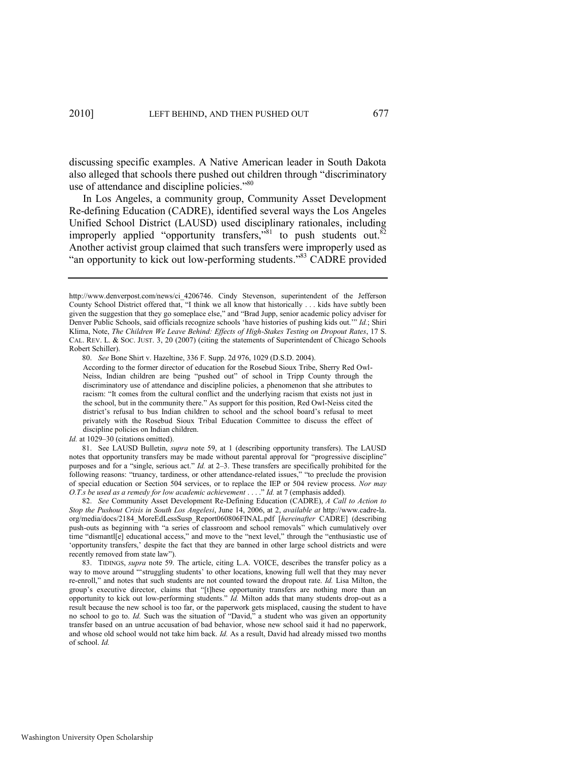discussing specific examples. A Native American leader in South Dakota also alleged that schools there pushed out children through "discriminatory use of attendance and discipline policies."[80]

In Los Angeles, a community group, Community Asset Development Re-defining Education (CADRE), identified several ways the Los Angeles Unified School District (LAUSD) used disciplinary rationales, including improperly applied "opportunity transfers,"[81] to push students out.[82] Another activist group claimed that such transfers were improperly used as "an opportunity to kick out low-performing students."[83] CADRE provided

---

http://www.denverpost.com/news/ci_4206746. Cindy Stevenson, superintendent of the Jefferson County School District offered that, "I think we all know that historically . . . kids have subtly been given the suggestion that they go someplace else," and "Brad Jupp, senior academic policy adviser for Denver Public Schools, said officials recognize schools 'have histories of pushing kids out.'" *Id.*; Shiri Klima, Note, *The Children We Leave Behind: Effects of High-Stakes Testing on Dropout Rates*, 17 S. CAL. REV. L. & SOC. JUST. 3, 20 (2007) (citing the statements of Superintendent of Chicago Schools Robert Schiller).

80. *See* Bone Shirt v. Hazeltine, 336 F. Supp. 2d 976, 1029 (D.S.D. 2004).

> According to the former director of education for the Rosebud Sioux Tribe, Sherry Red Owl-Neiss, Indian children are being "pushed out" of school in Tripp County through the discriminatory use of attendance and discipline policies, a phenomenon that she attributes to racism: "It comes from the cultural conflict and the underlying racism that exists not just in the school, but in the community there." As support for this position, Red Owl-Neiss cited the district's refusal to bus Indian children to school and the school board's refusal to meet privately with the Rosebud Sioux Tribal Education Committee to discuss the effect of discipline policies on Indian children.

*Id.* at 1029–30 (citations omitted).

81. See LAUSD Bulletin, *supra* note 59, at 1 (describing opportunity transfers). The LAUSD notes that opportunity transfers may be made without parental approval for "progressive discipline" purposes and for a "single, serious act." *Id.* at 2–3. These transfers are specifically prohibited for the following reasons: "truancy, tardiness, or other attendance-related issues," "to preclude the provision of special education or Section 504 services, or to replace the IEP or 504 review process. *Nor may O.T.s be used as a remedy for low academic achievement* . . . ." *Id.* at 7 (emphasis added).

82. *See* Community Asset Development Re-Defining Education (CADRE), *A Call to Action to Stop the Pushout Crisis in South Los Angelesi*, June 14, 2006, at 2, *available at* http://www.cadre-la.org/media/docs/2184_MoreEdLessSusp_Report060806FINAL.pdf [*hereinafter* CADRE] (describing push-outs as beginning with "a series of classroom and school removals" which cumulatively over time "dismantl[e] educational access," and move to the "next level," through the "enthusiastic use of 'opportunity transfers,' despite the fact that they are banned in other large school districts and were recently removed from state law").

83. TIDINGS, *supra* note 59. The article, citing L.A. VOICE, describes the transfer policy as a way to move around "'struggling students' to other locations, knowing full well that they may never re-enroll," and notes that such students are not counted toward the dropout rate. *Id.* Lisa Milton, the group's executive director, claims that "[t]hese opportunity transfers are nothing more than an opportunity to kick out low-performing students." *Id.* Milton adds that many students drop-out as a result because the new school is too far, or the paperwork gets misplaced, causing the student to have no school to go to. *Id.* Such was the situation of "David," a student who was given an opportunity transfer based on an untrue accusation of bad behavior, whose new school said it had no paperwork, and whose old school would not take him back. *Id.* As a result, David had already missed two months of school. *Id.*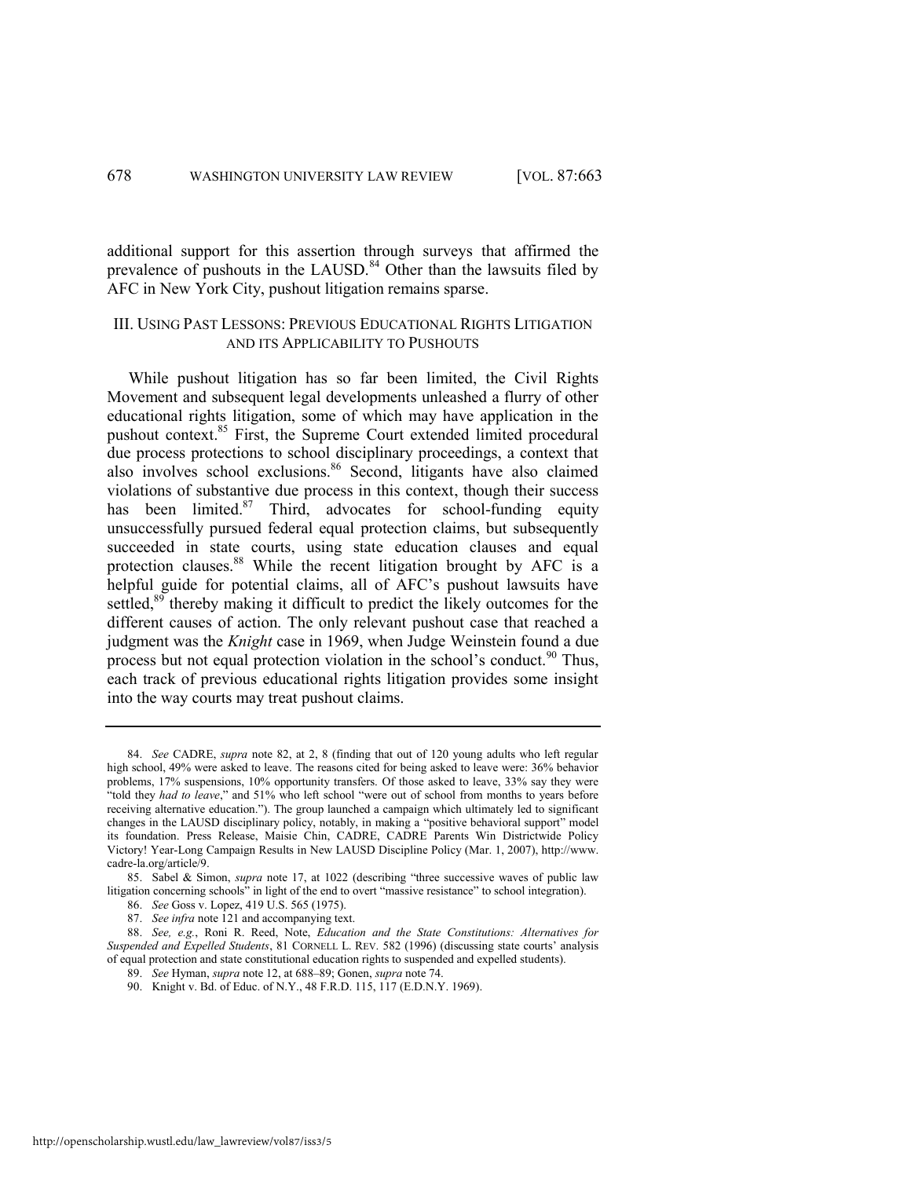additional support for this assertion through surveys that affirmed the prevalence of pushouts in the LAUSD.[84] Other than the lawsuits filed by AFC in New York City, pushout litigation remains sparse.

## III. USING PAST LESSONS: PREVIOUS EDUCATIONAL RIGHTS LITIGATION AND ITS APPLICABILITY TO PUSHOUTS

While pushout litigation has so far been limited, the Civil Rights Movement and subsequent legal developments unleashed a flurry of other educational rights litigation, some of which may have application in the pushout context.[85] First, the Supreme Court extended limited procedural due process protections to school disciplinary proceedings, a context that also involves school exclusions.[86] Second, litigants have also claimed violations of substantive due process in this context, though their success has been limited.[87] Third, advocates for school-funding equity unsuccessfully pursued federal equal protection claims, but subsequently succeeded in state courts, using state education clauses and equal protection clauses.[88] While the recent litigation brought by AFC is a helpful guide for potential claims, all of AFC's pushout lawsuits have settled,[89] thereby making it difficult to predict the likely outcomes for the different causes of action. The only relevant pushout case that reached a judgment was the *Knight* case in 1969, when Judge Weinstein found a due process but not equal protection violation in the school's conduct.[90] Thus, each track of previous educational rights litigation provides some insight into the way courts may treat pushout claims.

---

84. *See* CADRE, *supra* note 82, at 2, 8 (finding that out of 120 young adults who left regular high school, 49% were asked to leave. The reasons cited for being asked to leave were: 36% behavior problems, 17% suspensions, 10% opportunity transfers. Of those asked to leave, 33% say they were "told they *had to leave*," and 51% who left school "were out of school from months to years before receiving alternative education."). The group launched a campaign which ultimately led to significant changes in the LAUSD disciplinary policy, notably, in making a "positive behavioral support" model its foundation. Press Release, Maisie Chin, CADRE, CADRE Parents Win Districtwide Policy Victory! Year-Long Campaign Results in New LAUSD Discipline Policy (Mar. 1, 2007), http://www.cadre-la.org/article/9.

85. Sabel & Simon, *supra* note 17, at 1022 (describing "three successive waves of public law litigation concerning schools" in light of the end to overt "massive resistance" to school integration).

86. *See* Goss v. Lopez, 419 U.S. 565 (1975).

87. *See infra* note 121 and accompanying text.

88. *See, e.g.*, Roni R. Reed, Note, *Education and the State Constitutions: Alternatives for Suspended and Expelled Students*, 81 CORNELL L. REV. 582 (1996) (discussing state courts' analysis of equal protection and state constitutional education rights to suspended and expelled students).

89. *See* Hyman, *supra* note 12, at 688–89; Gonen, *supra* note 74.

90. Knight v. Bd. of Educ. of N.Y., 48 F.R.D. 115, 117 (E.D.N.Y. 1969).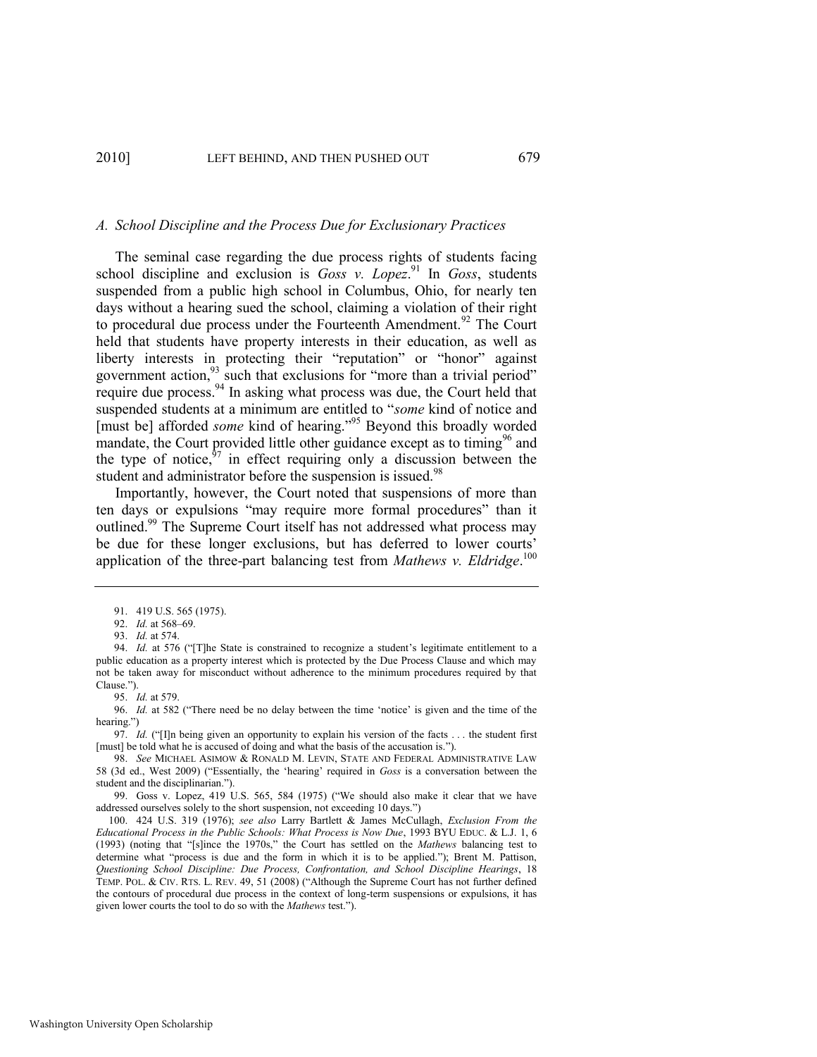### *A. School Discipline and the Process Due for Exclusionary Practices*

The seminal case regarding the due process rights of students facing school discipline and exclusion is *Goss v. Lopez*.[91] In *Goss*, students suspended from a public high school in Columbus, Ohio, for nearly ten days without a hearing sued the school, claiming a violation of their right to procedural due process under the Fourteenth Amendment.[92] The Court held that students have property interests in their education, as well as liberty interests in protecting their "reputation" or "honor" against government action,[93] such that exclusions for "more than a trivial period" require due process.[94] In asking what process was due, the Court held that suspended students at a minimum are entitled to "*some* kind of notice and [must be] afforded *some* kind of hearing."[95] Beyond this broadly worded mandate, the Court provided little other guidance except as to timing[96] and the type of notice,[97] in effect requiring only a discussion between the student and administrator before the suspension is issued.[98]

Importantly, however, the Court noted that suspensions of more than ten days or expulsions "may require more formal procedures" than it outlined.[99] The Supreme Court itself has not addressed what process may be due for these longer exclusions, but has deferred to lower courts' application of the three-part balancing test from *Mathews v. Eldridge*.[100]

---

91. 419 U.S. 565 (1975).

92. *Id.* at 568–69.

93. *Id.* at 574.

94. *Id.* at 576 ("[T]he State is constrained to recognize a student's legitimate entitlement to a public education as a property interest which is protected by the Due Process Clause and which may not be taken away for misconduct without adherence to the minimum procedures required by that Clause.").

95. *Id.* at 579.

96. *Id.* at 582 ("There need be no delay between the time 'notice' is given and the time of the hearing.")

97. *Id.* ("[I]n being given an opportunity to explain his version of the facts . . . the student first [must] be told what he is accused of doing and what the basis of the accusation is.").

98. *See* MICHAEL ASIMOW & RONALD M. LEVIN, STATE AND FEDERAL ADMINISTRATIVE LAW 58 (3d ed., West 2009) ("Essentially, the 'hearing' required in *Goss* is a conversation between the student and the disciplinarian.").

99. Goss v. Lopez, 419 U.S. 565, 584 (1975) ("We should also make it clear that we have addressed ourselves solely to the short suspension, not exceeding 10 days.")

100. 424 U.S. 319 (1976); *see also* Larry Bartlett & James McCullagh, *Exclusion From the Educational Process in the Public Schools: What Process is Now Due*, 1993 BYU EDUC. & L.J. 1, 6 (1993) (noting that "[s]ince the 1970s," the Court has settled on the *Mathews* balancing test to determine what "process is due and the form in which it is to be applied."); Brent M. Pattison, *Questioning School Discipline: Due Process, Confrontation, and School Discipline Hearings*, 18 TEMP. POL. & CIV. RTS. L. REV. 49, 51 (2008) ("Although the Supreme Court has not further defined the contours of procedural due process in the context of long-term suspensions or expulsions, it has given lower courts the tool to do so with the *Mathews* test.").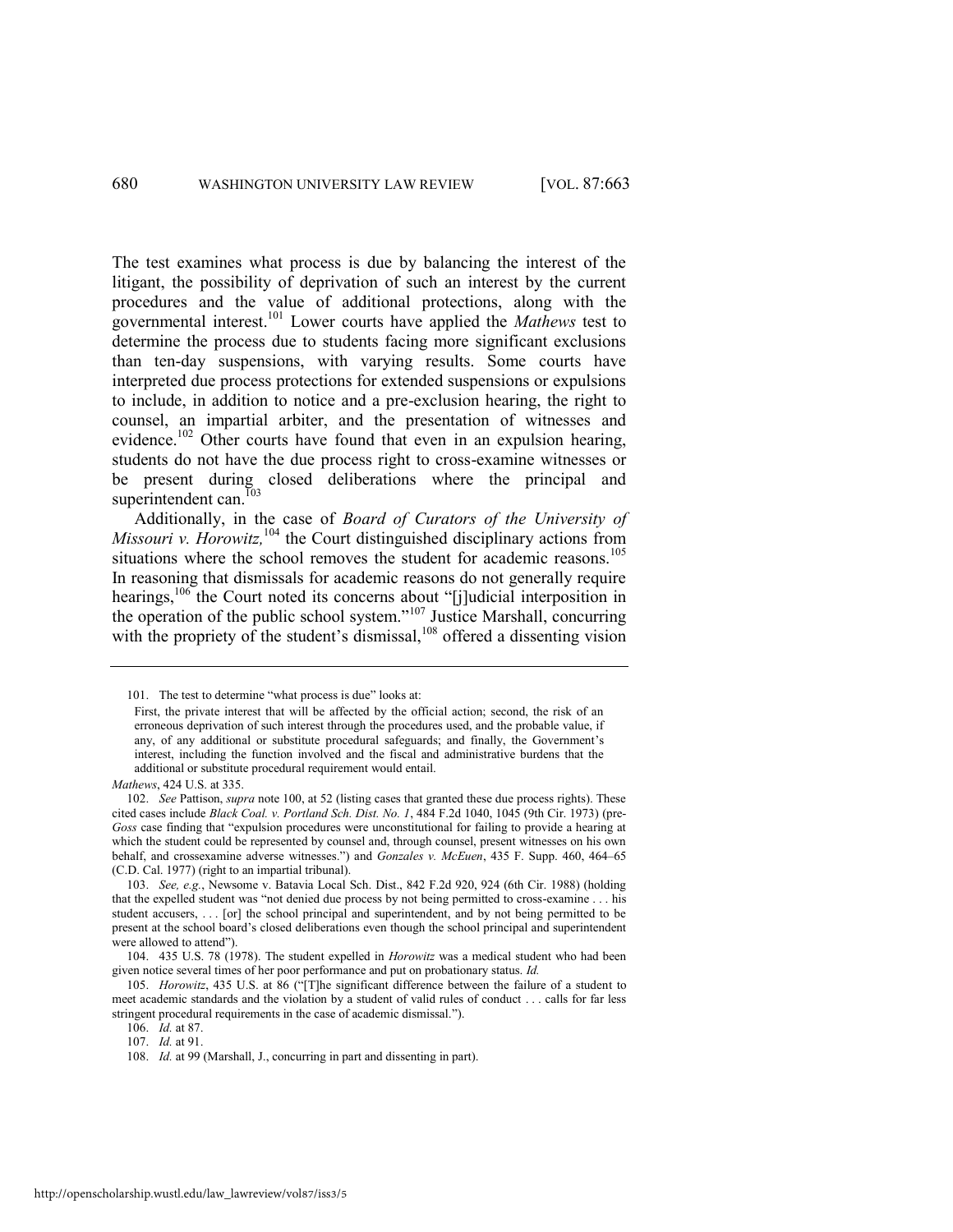The test examines what process is due by balancing the interest of the litigant, the possibility of deprivation of such an interest by the current procedures and the value of additional protections, along with the governmental interest.[101] Lower courts have applied the *Mathews* test to determine the process due to students facing more significant exclusions than ten-day suspensions, with varying results. Some courts have interpreted due process protections for extended suspensions or expulsions to include, in addition to notice and a pre-exclusion hearing, the right to counsel, an impartial arbiter, and the presentation of witnesses and evidence.[102] Other courts have found that even in an expulsion hearing, students do not have the due process right to cross-examine witnesses or be present during closed deliberations where the principal and superintendent can.[103]

Additionally, in the case of *Board of Curators of the University of Missouri v. Horowitz,*[104] the Court distinguished disciplinary actions from situations where the school removes the student for academic reasons.[105] In reasoning that dismissals for academic reasons do not generally require hearings,[106] the Court noted its concerns about "[j]udicial interposition in the operation of the public school system."[107] Justice Marshall, concurring with the propriety of the student's dismissal,[108] offered a dissenting vision

---

101. The test to determine "what process is due" looks at:

> First, the private interest that will be affected by the official action; second, the risk of an erroneous deprivation of such interest through the procedures used, and the probable value, if any, of any additional or substitute procedural safeguards; and finally, the Government's interest, including the function involved and the fiscal and administrative burdens that the additional or substitute procedural requirement would entail.

*Mathews*, 424 U.S. at 335.

102. *See* Pattison, *supra* note 100, at 52 (listing cases that granted these due process rights). These cited cases include *Black Coal. v. Portland Sch. Dist. No. 1*, 484 F.2d 1040, 1045 (9th Cir. 1973) (pre-*Goss* case finding that "expulsion procedures were unconstitutional for failing to provide a hearing at which the student could be represented by counsel and, through counsel, present witnesses on his own behalf, and crossexamine adverse witnesses.") and *Gonzales v. McEuen*, 435 F. Supp. 460, 464–65 (C.D. Cal. 1977) (right to an impartial tribunal).

103. *See, e.g.*, Newsome v. Batavia Local Sch. Dist., 842 F.2d 920, 924 (6th Cir. 1988) (holding that the expelled student was "not denied due process by not being permitted to cross-examine . . . his student accusers, . . . [or] the school principal and superintendent, and by not being permitted to be present at the school board's closed deliberations even though the school principal and superintendent were allowed to attend").

104. 435 U.S. 78 (1978). The student expelled in *Horowitz* was a medical student who had been given notice several times of her poor performance and put on probationary status. *Id.*

105. *Horowitz*, 435 U.S. at 86 ("[T]he significant difference between the failure of a student to meet academic standards and the violation by a student of valid rules of conduct . . . calls for far less stringent procedural requirements in the case of academic dismissal.").

106. *Id.* at 87.

107. *Id.* at 91.

108. *Id.* at 99 (Marshall, J., concurring in part and dissenting in part).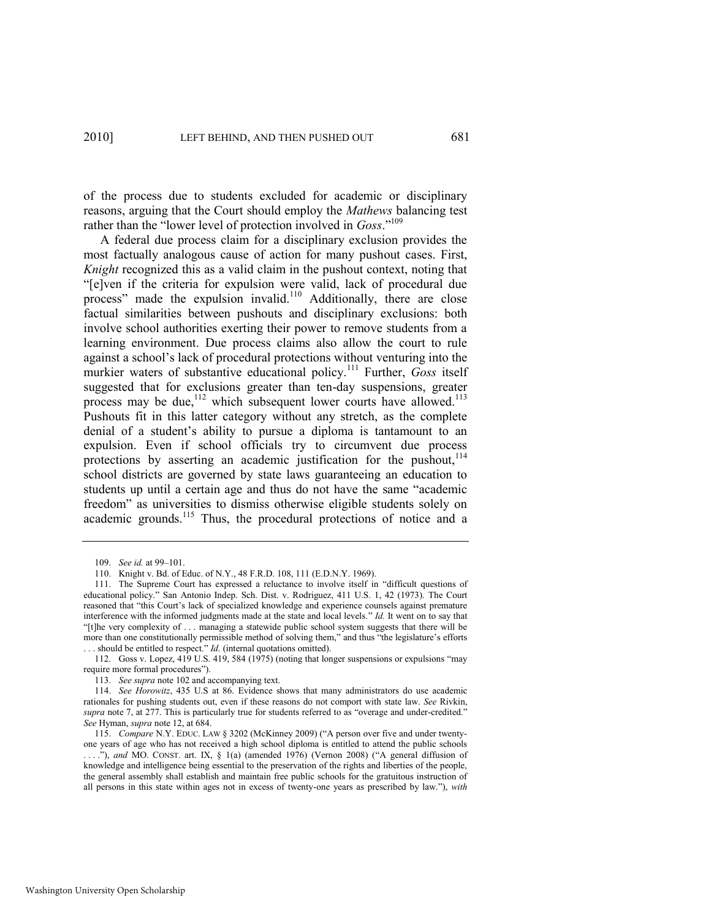of the process due to students excluded for academic or disciplinary reasons, arguing that the Court should employ the *Mathews* balancing test rather than the "lower level of protection involved in *Goss*."[109]

A federal due process claim for a disciplinary exclusion provides the most factually analogous cause of action for many pushout cases. First, *Knight* recognized this as a valid claim in the pushout context, noting that "[e]ven if the criteria for expulsion were valid, lack of procedural due process" made the expulsion invalid.[110] Additionally, there are close factual similarities between pushouts and disciplinary exclusions: both involve school authorities exerting their power to remove students from a learning environment. Due process claims also allow the court to rule against a school's lack of procedural protections without venturing into the murkier waters of substantive educational policy.[111] Further, *Goss* itself suggested that for exclusions greater than ten-day suspensions, greater process may be due,[112] which subsequent lower courts have allowed.[113] Pushouts fit in this latter category without any stretch, as the complete denial of a student's ability to pursue a diploma is tantamount to an expulsion. Even if school officials try to circumvent due process protections by asserting an academic justification for the pushout,[114] school districts are governed by state laws guaranteeing an education to students up until a certain age and thus do not have the same "academic freedom" as universities to dismiss otherwise eligible students solely on academic grounds.[115] Thus, the procedural protections of notice and a

---

109. *See id.* at 99–101.

110. Knight v. Bd. of Educ. of N.Y., 48 F.R.D. 108, 111 (E.D.N.Y. 1969).

111. The Supreme Court has expressed a reluctance to involve itself in "difficult questions of educational policy." San Antonio Indep. Sch. Dist. v. Rodriguez, 411 U.S. 1, 42 (1973). The Court reasoned that "this Court's lack of specialized knowledge and experience counsels against premature interference with the informed judgments made at the state and local levels." *Id.* It went on to say that "[t]he very complexity of . . . managing a statewide public school system suggests that there will be more than one constitutionally permissible method of solving them," and thus "the legislature's efforts . . . should be entitled to respect." *Id.* (internal quotations omitted).

112. Goss v. Lopez, 419 U.S. 419, 584 (1975) (noting that longer suspensions or expulsions "may require more formal procedures").

113. *See supra* note 102 and accompanying text.

114. *See Horowitz*, 435 U.S at 86. Evidence shows that many administrators do use academic rationales for pushing students out, even if these reasons do not comport with state law. *See* Rivkin, *supra* note 7, at 277. This is particularly true for students referred to as "overage and under-credited." *See* Hyman, *supra* note 12, at 684.

115. *Compare* N.Y. EDUC. LAW § 3202 (McKinney 2009) ("A person over five and under twenty-one years of age who has not received a high school diploma is entitled to attend the public schools . . . ."), *and* MO. CONST. art. IX, § 1(a) (amended 1976) (Vernon 2008) ("A general diffusion of knowledge and intelligence being essential to the preservation of the rights and liberties of the people, the general assembly shall establish and maintain free public schools for the gratuitous instruction of all persons in this state within ages not in excess of twenty-one years as prescribed by law."), *with*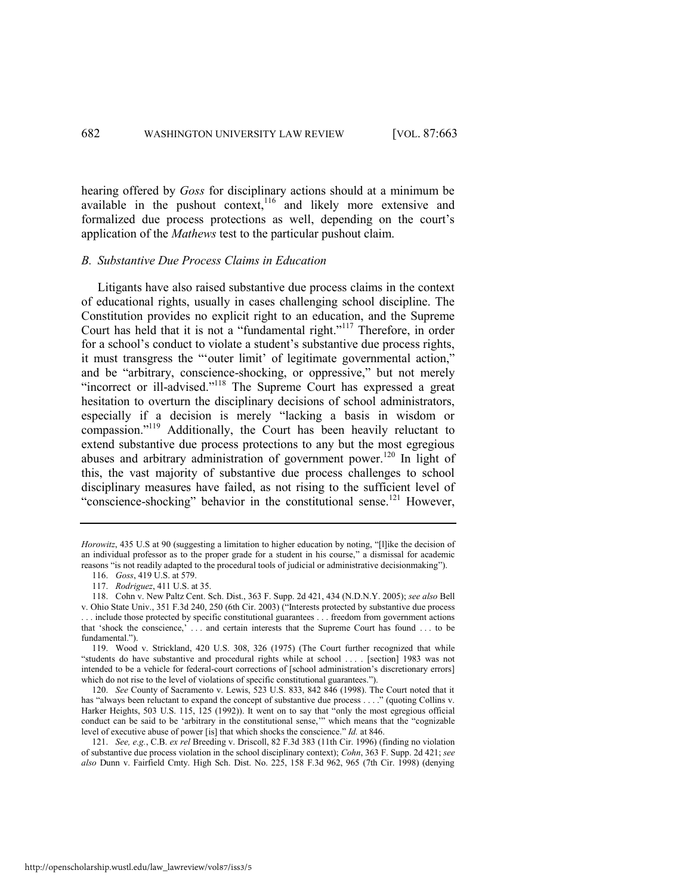hearing offered by *Goss* for disciplinary actions should at a minimum be available in the pushout context,[116] and likely more extensive and formalized due process protections as well, depending on the court's application of the *Mathews* test to the particular pushout claim.

### *B. Substantive Due Process Claims in Education*

Litigants have also raised substantive due process claims in the context of educational rights, usually in cases challenging school discipline. The Constitution provides no explicit right to an education, and the Supreme Court has held that it is not a "fundamental right."[117] Therefore, in order for a school's conduct to violate a student's substantive due process rights, it must transgress the "'outer limit' of legitimate governmental action," and be "arbitrary, conscience-shocking, or oppressive," but not merely "incorrect or ill-advised."[118] The Supreme Court has expressed a great hesitation to overturn the disciplinary decisions of school administrators, especially if a decision is merely "lacking a basis in wisdom or compassion."[119] Additionally, the Court has been heavily reluctant to extend substantive due process protections to any but the most egregious abuses and arbitrary administration of government power.[120] In light of this, the vast majority of substantive due process challenges to school disciplinary measures have failed, as not rising to the sufficient level of "conscience-shocking" behavior in the constitutional sense.[121] However,

---

*Horowitz*, 435 U.S at 90 (suggesting a limitation to higher education by noting, "[l]ike the decision of an individual professor as to the proper grade for a student in his course," a dismissal for academic reasons "is not readily adapted to the procedural tools of judicial or administrative decisionmaking").

116. *Goss*, 419 U.S. at 579.

117. *Rodriguez*, 411 U.S. at 35.

118. Cohn v. New Paltz Cent. Sch. Dist., 363 F. Supp. 2d 421, 434 (N.D.N.Y. 2005); *see also* Bell v. Ohio State Univ., 351 F.3d 240, 250 (6th Cir. 2003) ("Interests protected by substantive due process . . . include those protected by specific constitutional guarantees . . . freedom from government actions that 'shock the conscience,' . . . and certain interests that the Supreme Court has found . . . to be fundamental.").

119. Wood v. Strickland, 420 U.S. 308, 326 (1975) (The Court further recognized that while "students do have substantive and procedural rights while at school . . . . [section] 1983 was not intended to be a vehicle for federal-court corrections of [school administration's discretionary errors] which do not rise to the level of violations of specific constitutional guarantees.").

120. *See* County of Sacramento v. Lewis, 523 U.S. 833, 842 846 (1998). The Court noted that it has "always been reluctant to expand the concept of substantive due process . . . ." (quoting Collins v. Harker Heights, 503 U.S. 115, 125 (1992)). It went on to say that "only the most egregious official conduct can be said to be 'arbitrary in the constitutional sense,'" which means that the "cognizable level of executive abuse of power [is] that which shocks the conscience." *Id.* at 846.

121. *See, e.g.*, C.B. *ex rel* Breeding v. Driscoll, 82 F.3d 383 (11th Cir. 1996) (finding no violation of substantive due process violation in the school disciplinary context); *Cohn*, 363 F. Supp. 2d 421; *see also* Dunn v. Fairfield Cmty. High Sch. Dist. No. 225, 158 F.3d 962, 965 (7th Cir. 1998) (denying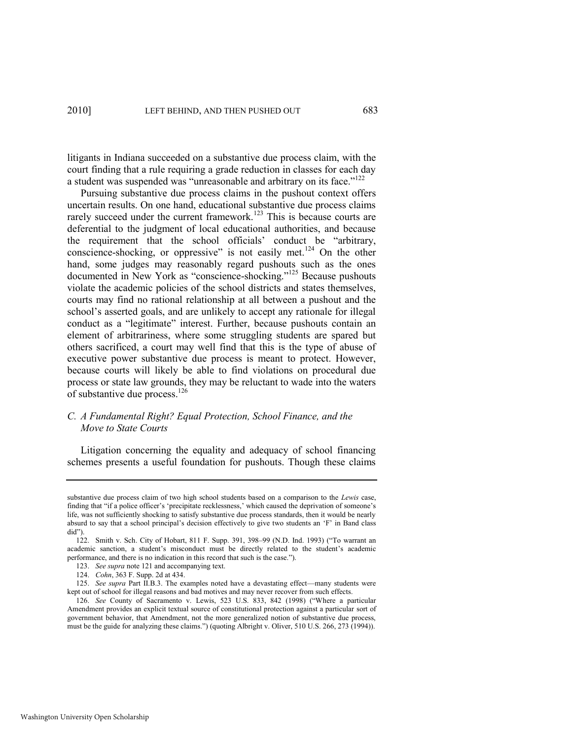litigants in Indiana succeeded on a substantive due process claim, with the court finding that a rule requiring a grade reduction in classes for each day a student was suspended was "unreasonable and arbitrary on its face."[122]

Pursuing substantive due process claims in the pushout context offers uncertain results. On one hand, educational substantive due process claims rarely succeed under the current framework.[123] This is because courts are deferential to the judgment of local educational authorities, and because the requirement that the school officials' conduct be "arbitrary, conscience-shocking, or oppressive" is not easily met.[124] On the other hand, some judges may reasonably regard pushouts such as the ones documented in New York as "conscience-shocking."[125] Because pushouts violate the academic policies of the school districts and states themselves, courts may find no rational relationship at all between a pushout and the school's asserted goals, and are unlikely to accept any rationale for illegal conduct as a "legitimate" interest. Further, because pushouts contain an element of arbitrariness, where some struggling students are spared but others sacrificed, a court may well find that this is the type of abuse of executive power substantive due process is meant to protect. However, because courts will likely be able to find violations on procedural due process or state law grounds, they may be reluctant to wade into the waters of substantive due process.[126]

### *C. A Fundamental Right? Equal Protection, School Finance, and the Move to State Courts*

Litigation concerning the equality and adequacy of school financing schemes presents a useful foundation for pushouts. Though these claims

---

substantive due process claim of two high school students based on a comparison to the *Lewis* case, finding that "if a police officer's 'precipitate recklessness,' which caused the deprivation of someone's life, was not sufficiently shocking to satisfy substantive due process standards, then it would be nearly absurd to say that a school principal's decision effectively to give two students an 'F' in Band class did").

122. Smith v. Sch. City of Hobart, 811 F. Supp. 391, 398–99 (N.D. Ind. 1993) ("To warrant an academic sanction, a student's misconduct must be directly related to the student's academic performance, and there is no indication in this record that such is the case.").

123. *See supra* note 121 and accompanying text.

124. *Cohn*, 363 F. Supp. 2d at 434.

125. *See supra* Part II.B.3. The examples noted have a devastating effect—many students were kept out of school for illegal reasons and bad motives and may never recover from such effects.

126. *See* County of Sacramento v. Lewis, 523 U.S. 833, 842 (1998) ("Where a particular Amendment provides an explicit textual source of constitutional protection against a particular sort of government behavior, that Amendment, not the more generalized notion of substantive due process, must be the guide for analyzing these claims.") (quoting Albright v. Oliver, 510 U.S. 266, 273 (1994)).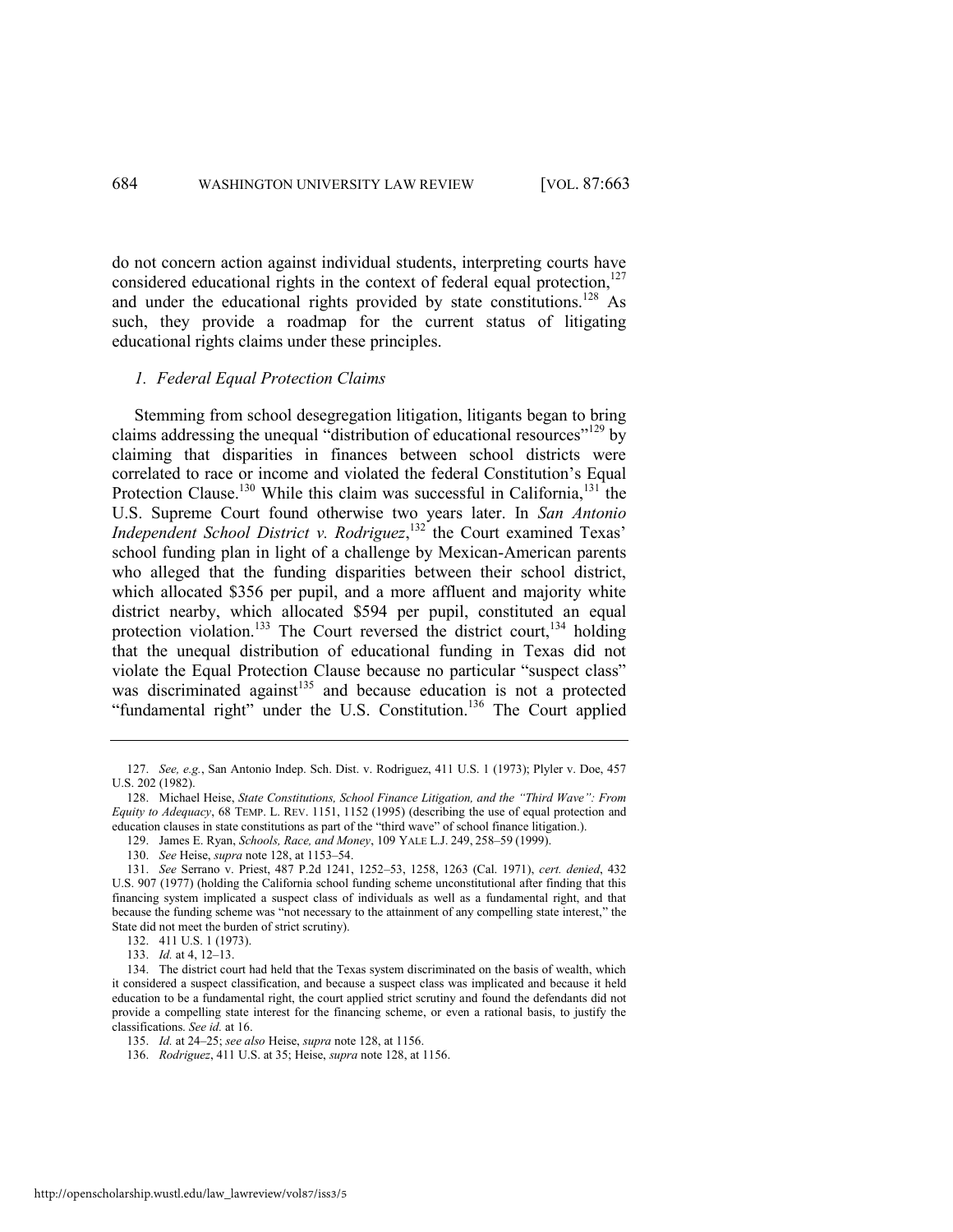do not concern action against individual students, interpreting courts have considered educational rights in the context of federal equal protection,[127] and under the educational rights provided by state constitutions.[128] As such, they provide a roadmap for the current status of litigating educational rights claims under these principles.

### *1. Federal Equal Protection Claims*

Stemming from school desegregation litigation, litigants began to bring claims addressing the unequal "distribution of educational resources"[129] by claiming that disparities in finances between school districts were correlated to race or income and violated the federal Constitution's Equal Protection Clause.[130] While this claim was successful in California,[131] the U.S. Supreme Court found otherwise two years later. In *San Antonio Independent School District v. Rodriguez*,[132] the Court examined Texas' school funding plan in light of a challenge by Mexican-American parents who alleged that the funding disparities between their school district, which allocated $356 per pupil, and a more affluent and majority white district nearby, which allocated $594 per pupil, constituted an equal protection violation.[133] The Court reversed the district court,[134] holding that the unequal distribution of educational funding in Texas did not violate the Equal Protection Clause because no particular "suspect class" was discriminated against[135] and because education is not a protected "fundamental right" under the U.S. Constitution.[136] The Court applied

---

127. *See, e.g.*, San Antonio Indep. Sch. Dist. v. Rodriguez, 411 U.S. 1 (1973); Plyler v. Doe, 457 U.S. 202 (1982).

128. Michael Heise, *State Constitutions, School Finance Litigation, and the "Third Wave": From Equity to Adequacy*, 68 TEMP. L. REV. 1151, 1152 (1995) (describing the use of equal protection and education clauses in state constitutions as part of the "third wave" of school finance litigation.).

129. James E. Ryan, *Schools, Race, and Money*, 109 YALE L.J. 249, 258–59 (1999).

130. *See* Heise, *supra* note 128, at 1153–54.

131. *See* Serrano v. Priest, 487 P.2d 1241, 1252–53, 1258, 1263 (Cal. 1971), *cert. denied*, 432 U.S. 907 (1977) (holding the California school funding scheme unconstitutional after finding that this financing system implicated a suspect class of individuals as well as a fundamental right, and that because the funding scheme was "not necessary to the attainment of any compelling state interest," the State did not meet the burden of strict scrutiny).

132. 411 U.S. 1 (1973).

133. *Id.* at 4, 12–13.

134. The district court had held that the Texas system discriminated on the basis of wealth, which it considered a suspect classification, and because a suspect class was implicated and because it held education to be a fundamental right, the court applied strict scrutiny and found the defendants did not provide a compelling state interest for the financing scheme, or even a rational basis, to justify the classifications. *See id.* at 16.

135. *Id.* at 24–25; *see also* Heise, *supra* note 128, at 1156.

136. *Rodriguez*, 411 U.S. at 35; Heise, *supra* note 128, at 1156.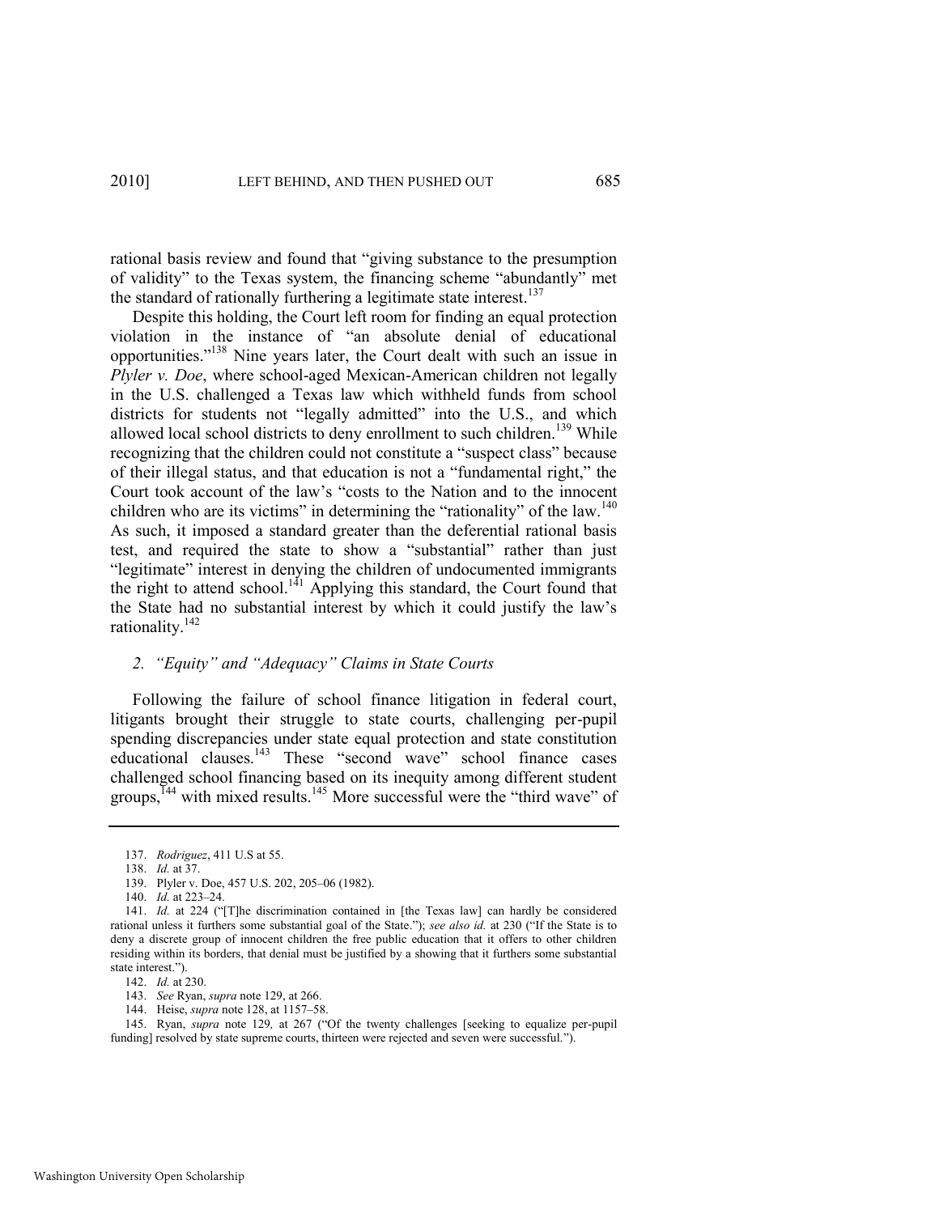rational basis review and found that "giving substance to the presumption of validity" to the Texas system, the financing scheme "abundantly" met the standard of rationally furthering a legitimate state interest.[137]

Despite this holding, the Court left room for finding an equal protection violation in the instance of "an absolute denial of educational opportunities."[138] Nine years later, the Court dealt with such an issue in *Plyler v. Doe*, where school-aged Mexican-American children not legally in the U.S. challenged a Texas law which withheld funds from school districts for students not "legally admitted" into the U.S., and which allowed local school districts to deny enrollment to such children.[139] While recognizing that the children could not constitute a "suspect class" because of their illegal status, and that education is not a "fundamental right," the Court took account of the law's "costs to the Nation and to the innocent children who are its victims" in determining the "rationality" of the law.[140] As such, it imposed a standard greater than the deferential rational basis test, and required the state to show a "substantial" rather than just "legitimate" interest in denying the children of undocumented immigrants the right to attend school.[141] Applying this standard, the Court found that the State had no substantial interest by which it could justify the law's rationality.[142]

### *2. "Equity" and "Adequacy" Claims in State Courts*

Following the failure of school finance litigation in federal court, litigants brought their struggle to state courts, challenging per-pupil spending discrepancies under state equal protection and state constitution educational clauses.[143] These "second wave" school finance cases challenged school financing based on its inequity among different student groups,[144] with mixed results.[145] More successful were the "third wave" of

---

137. *Rodriguez*, 411 U.S at 55.

138. *Id.* at 37.

139. Plyler v. Doe, 457 U.S. 202, 205–06 (1982).

140. *Id.* at 223–24.

141. *Id.* at 224 ("[T]he discrimination contained in [the Texas law] can hardly be considered rational unless it furthers some substantial goal of the State."); *see also id.* at 230 ("If the State is to deny a discrete group of innocent children the free public education that it offers to other children residing within its borders, that denial must be justified by a showing that it furthers some substantial state interest.").

142. *Id.* at 230.

143. *See* Ryan, *supra* note 129, at 266.

144. Heise, *supra* note 128, at 1157–58.

145. Ryan, *supra* note 129*,* at 267 ("Of the twenty challenges [seeking to equalize per-pupil funding] resolved by state supreme courts, thirteen were rejected and seven were successful.").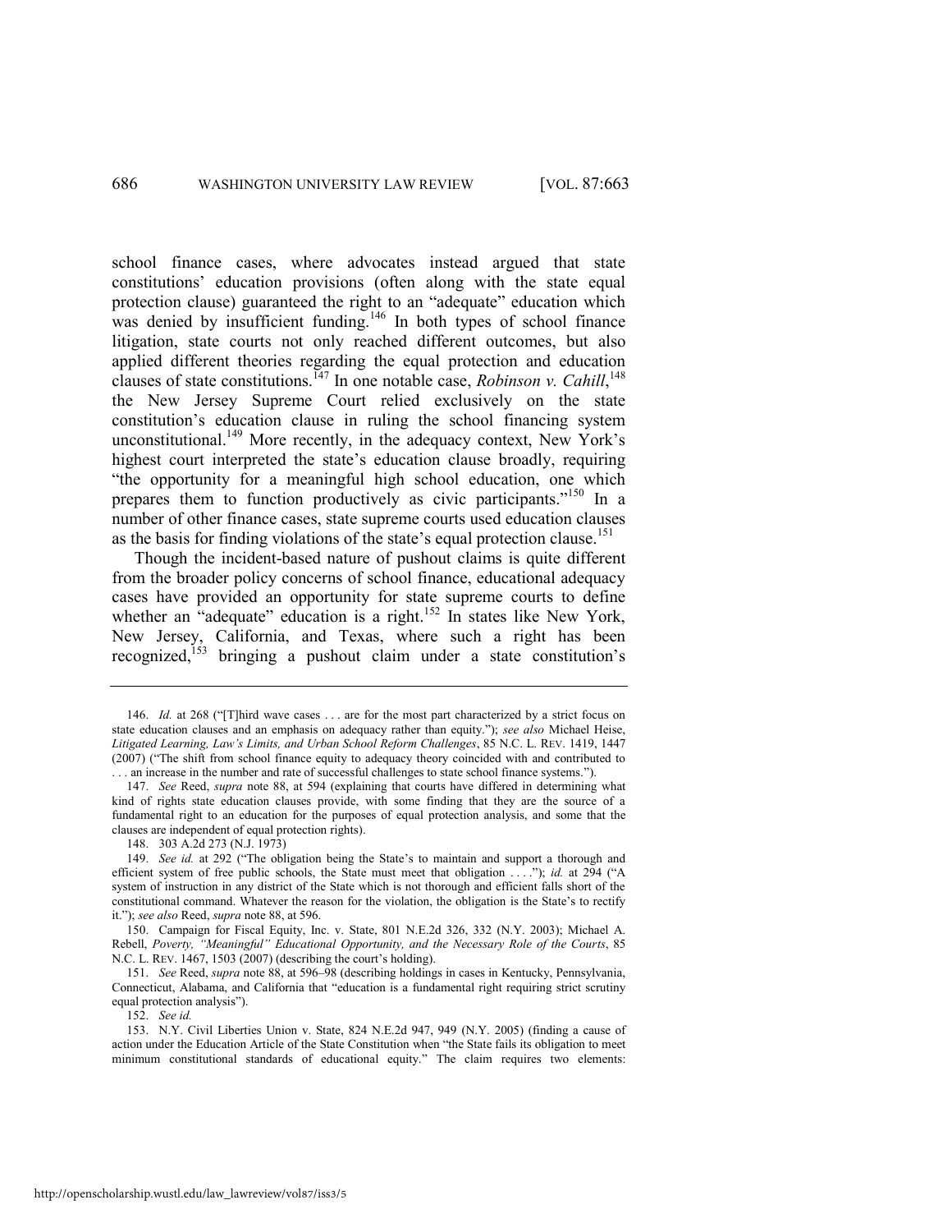school finance cases, where advocates instead argued that state constitutions' education provisions (often along with the state equal protection clause) guaranteed the right to an "adequate" education which was denied by insufficient funding.[146] In both types of school finance litigation, state courts not only reached different outcomes, but also applied different theories regarding the equal protection and education clauses of state constitutions.[147] In one notable case, *Robinson v. Cahill*,[148] the New Jersey Supreme Court relied exclusively on the state constitution's education clause in ruling the school financing system unconstitutional.[149] More recently, in the adequacy context, New York's highest court interpreted the state's education clause broadly, requiring "the opportunity for a meaningful high school education, one which prepares them to function productively as civic participants."[150] In a number of other finance cases, state supreme courts used education clauses as the basis for finding violations of the state's equal protection clause.[151]

Though the incident-based nature of pushout claims is quite different from the broader policy concerns of school finance, educational adequacy cases have provided an opportunity for state supreme courts to define whether an "adequate" education is a right.[152] In states like New York, New Jersey, California, and Texas, where such a right has been recognized,[153] bringing a pushout claim under a state constitution's

---

146. *Id.* at 268 ("[T]hird wave cases . . . are for the most part characterized by a strict focus on state education clauses and an emphasis on adequacy rather than equity."); *see also* Michael Heise, *Litigated Learning, Law's Limits, and Urban School Reform Challenges*, 85 N.C. L. REV. 1419, 1447 (2007) ("The shift from school finance equity to adequacy theory coincided with and contributed to . . . an increase in the number and rate of successful challenges to state school finance systems.").

147. *See* Reed, *supra* note 88, at 594 (explaining that courts have differed in determining what kind of rights state education clauses provide, with some finding that they are the source of a fundamental right to an education for the purposes of equal protection analysis, and some that the clauses are independent of equal protection rights).

148. 303 A.2d 273 (N.J. 1973)

149. *See id.* at 292 ("The obligation being the State's to maintain and support a thorough and efficient system of free public schools, the State must meet that obligation . . . ."); *id.* at 294 ("A system of instruction in any district of the State which is not thorough and efficient falls short of the constitutional command. Whatever the reason for the violation, the obligation is the State's to rectify it."); *see also* Reed, *supra* note 88, at 596.

150. Campaign for Fiscal Equity, Inc. v. State, 801 N.E.2d 326, 332 (N.Y. 2003); Michael A. Rebell, *Poverty, "Meaningful" Educational Opportunity, and the Necessary Role of the Courts*, 85 N.C. L. REV. 1467, 1503 (2007) (describing the court's holding).

151. *See* Reed, *supra* note 88, at 596–98 (describing holdings in cases in Kentucky, Pennsylvania, Connecticut, Alabama, and California that "education is a fundamental right requiring strict scrutiny equal protection analysis").

152. *See id.*

153. N.Y. Civil Liberties Union v. State, 824 N.E.2d 947, 949 (N.Y. 2005) (finding a cause of action under the Education Article of the State Constitution when "the State fails its obligation to meet minimum constitutional standards of educational equity." The claim requires two elements: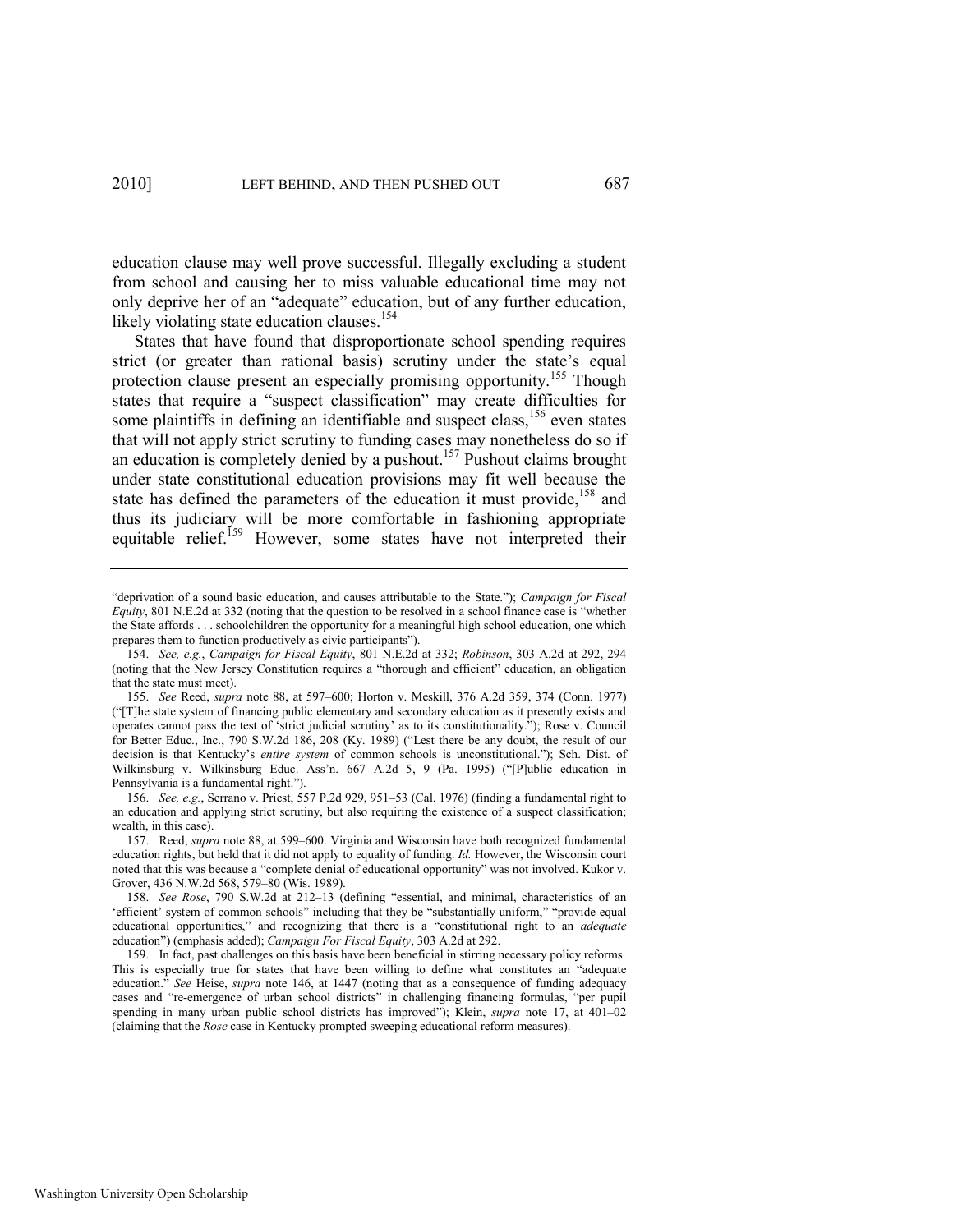education clause may well prove successful. Illegally excluding a student from school and causing her to miss valuable educational time may not only deprive her of an "adequate" education, but of any further education, likely violating state education clauses.[154]

States that have found that disproportionate school spending requires strict (or greater than rational basis) scrutiny under the state's equal protection clause present an especially promising opportunity.[155] Though states that require a "suspect classification" may create difficulties for some plaintiffs in defining an identifiable and suspect class,[156] even states that will not apply strict scrutiny to funding cases may nonetheless do so if an education is completely denied by a pushout.[157] Pushout claims brought under state constitutional education provisions may fit well because the state has defined the parameters of the education it must provide,[158] and thus its judiciary will be more comfortable in fashioning appropriate equitable relief.[159] However, some states have not interpreted their

---

"deprivation of a sound basic education, and causes attributable to the State."); *Campaign for Fiscal Equity*, 801 N.E.2d at 332 (noting that the question to be resolved in a school finance case is "whether the State affords . . . schoolchildren the opportunity for a meaningful high school education, one which prepares them to function productively as civic participants").

154. *See, e.g.*, *Campaign for Fiscal Equity*, 801 N.E.2d at 332; *Robinson*, 303 A.2d at 292, 294 (noting that the New Jersey Constitution requires a "thorough and efficient" education, an obligation that the state must meet).

155. *See* Reed, *supra* note 88, at 597–600; Horton v. Meskill, 376 A.2d 359, 374 (Conn. 1977) ("[T]he state system of financing public elementary and secondary education as it presently exists and operates cannot pass the test of 'strict judicial scrutiny' as to its constitutionality."); Rose v. Council for Better Educ., Inc., 790 S.W.2d 186, 208 (Ky. 1989) ("Lest there be any doubt, the result of our decision is that Kentucky's *entire system* of common schools is unconstitutional."); Sch. Dist. of Wilkinsburg v. Wilkinsburg Educ. Ass'n. 667 A.2d 5, 9 (Pa. 1995) ("[P]ublic education in Pennsylvania is a fundamental right.").

156. *See, e.g.*, Serrano v. Priest, 557 P.2d 929, 951–53 (Cal. 1976) (finding a fundamental right to an education and applying strict scrutiny, but also requiring the existence of a suspect classification; wealth, in this case).

157. Reed, *supra* note 88, at 599–600. Virginia and Wisconsin have both recognized fundamental education rights, but held that it did not apply to equality of funding. *Id.* However, the Wisconsin court noted that this was because a "complete denial of educational opportunity" was not involved. Kukor v. Grover, 436 N.W.2d 568, 579–80 (Wis. 1989).

158. *See Rose*, 790 S.W.2d at 212–13 (defining "essential, and minimal, characteristics of an 'efficient' system of common schools" including that they be "substantially uniform," "provide equal educational opportunities," and recognizing that there is a "constitutional right to an *adequate* education") (emphasis added); *Campaign For Fiscal Equity*, 303 A.2d at 292.

159. In fact, past challenges on this basis have been beneficial in stirring necessary policy reforms. This is especially true for states that have been willing to define what constitutes an "adequate education." *See* Heise, *supra* note 146, at 1447 (noting that as a consequence of funding adequacy cases and "re-emergence of urban school districts" in challenging financing formulas, "per pupil spending in many urban public school districts has improved"); Klein, *supra* note 17, at 401–02 (claiming that the *Rose* case in Kentucky prompted sweeping educational reform measures).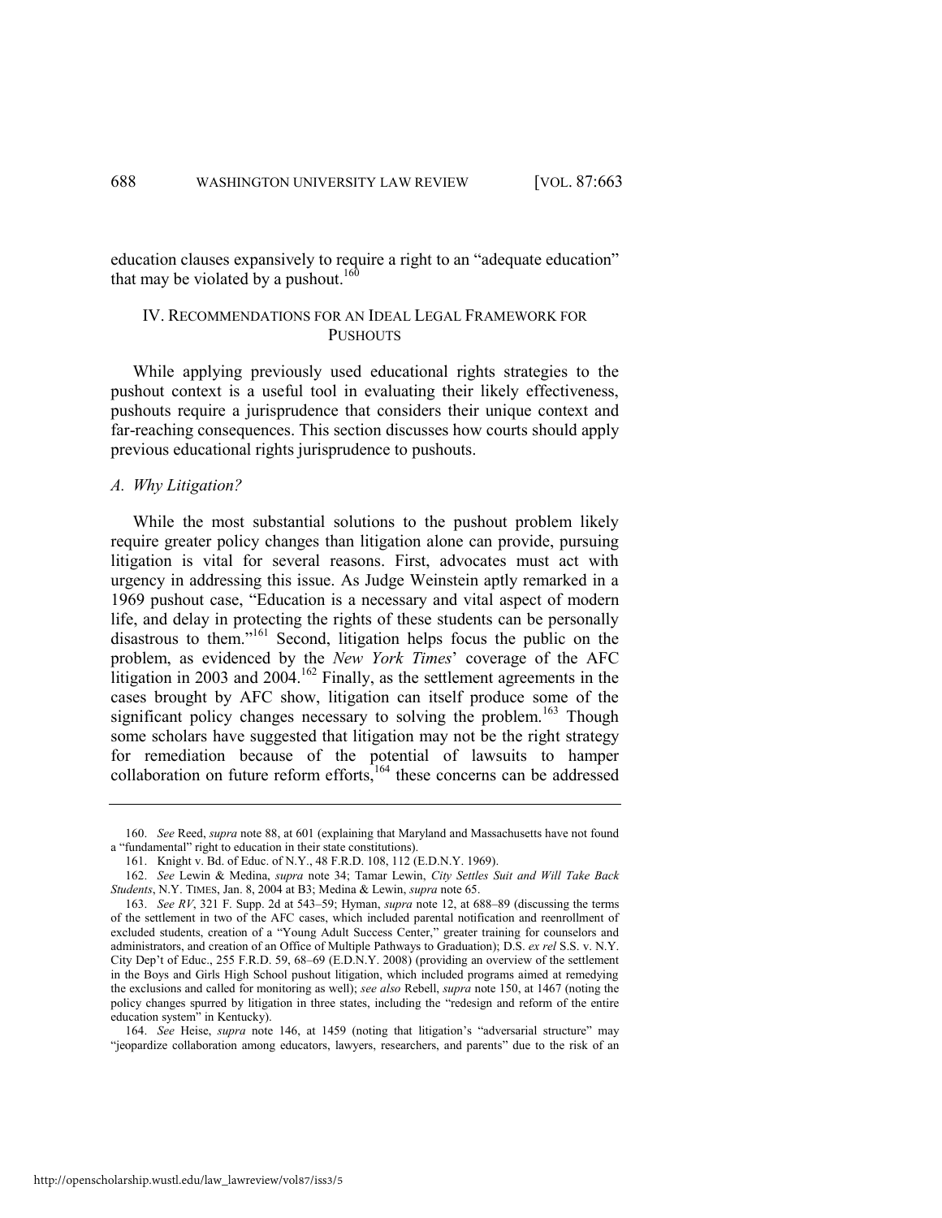education clauses expansively to require a right to an "adequate education" that may be violated by a pushout.[160]

## IV. Recommendations for an Ideal Legal Framework for Pushouts

While applying previously used educational rights strategies to the pushout context is a useful tool in evaluating their likely effectiveness, pushouts require a jurisprudence that considers their unique context and far-reaching consequences. This section discusses how courts should apply previous educational rights jurisprudence to pushouts.

### *A. Why Litigation?*

While the most substantial solutions to the pushout problem likely require greater policy changes than litigation alone can provide, pursuing litigation is vital for several reasons. First, advocates must act with urgency in addressing this issue. As Judge Weinstein aptly remarked in a 1969 pushout case, "Education is a necessary and vital aspect of modern life, and delay in protecting the rights of these students can be personally disastrous to them."[161] Second, litigation helps focus the public on the problem, as evidenced by the *New York Times*' coverage of the AFC litigation in 2003 and 2004.[162] Finally, as the settlement agreements in the cases brought by AFC show, litigation can itself produce some of the significant policy changes necessary to solving the problem.[163] Though some scholars have suggested that litigation may not be the right strategy for remediation because of the potential of lawsuits to hamper collaboration on future reform efforts,[164] these concerns can be addressed

---

160. *See* Reed, *supra* note 88, at 601 (explaining that Maryland and Massachusetts have not found a "fundamental" right to education in their state constitutions).

161. Knight v. Bd. of Educ. of N.Y., 48 F.R.D. 108, 112 (E.D.N.Y. 1969).

162. *See* Lewin & Medina, *supra* note 34; Tamar Lewin, *City Settles Suit and Will Take Back Students*, N.Y. TIMES, Jan. 8, 2004 at B3; Medina & Lewin, *supra* note 65.

163. *See RV*, 321 F. Supp. 2d at 543–59; Hyman, *supra* note 12, at 688–89 (discussing the terms of the settlement in two of the AFC cases, which included parental notification and reenrollment of excluded students, creation of a "Young Adult Success Center," greater training for counselors and administrators, and creation of an Office of Multiple Pathways to Graduation); D.S. *ex rel* S.S. v. N.Y. City Dep't of Educ., 255 F.R.D. 59, 68–69 (E.D.N.Y. 2008) (providing an overview of the settlement in the Boys and Girls High School pushout litigation, which included programs aimed at remedying the exclusions and called for monitoring as well); *see also* Rebell, *supra* note 150, at 1467 (noting the policy changes spurred by litigation in three states, including the "redesign and reform of the entire education system" in Kentucky).

164. *See* Heise, *supra* note 146, at 1459 (noting that litigation's "adversarial structure" may "jeopardize collaboration among educators, lawyers, researchers, and parents" due to the risk of an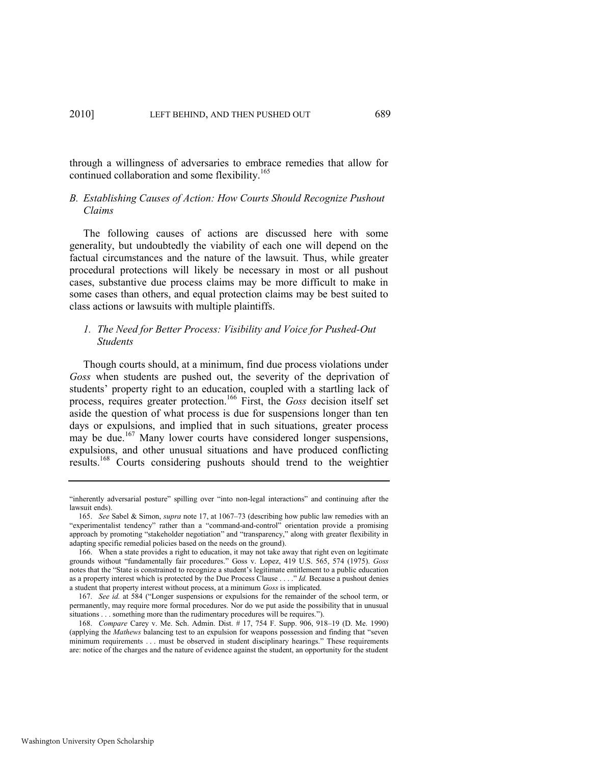through a willingness of adversaries to embrace remedies that allow for continued collaboration and some flexibility.[165]

### *B. Establishing Causes of Action: How Courts Should Recognize Pushout Claims*

The following causes of actions are discussed here with some generality, but undoubtedly the viability of each one will depend on the factual circumstances and the nature of the lawsuit. Thus, while greater procedural protections will likely be necessary in most or all pushout cases, substantive due process claims may be more difficult to make in some cases than others, and equal protection claims may be best suited to class actions or lawsuits with multiple plaintiffs.

#### *1. The Need for Better Process: Visibility and Voice for Pushed-Out Students*

Though courts should, at a minimum, find due process violations under *Goss* when students are pushed out, the severity of the deprivation of students' property right to an education, coupled with a startling lack of process, requires greater protection.[166] First, the *Goss* decision itself set aside the question of what process is due for suspensions longer than ten days or expulsions, and implied that in such situations, greater process may be due.[167] Many lower courts have considered longer suspensions, expulsions, and other unusual situations and have produced conflicting results.[168] Courts considering pushouts should trend to the weightier

---

"inherently adversarial posture" spilling over "into non-legal interactions" and continuing after the lawsuit ends).

165. *See* Sabel & Simon, *supra* note 17, at 1067–73 (describing how public law remedies with an "experimentalist tendency" rather than a "command-and-control" orientation provide a promising approach by promoting "stakeholder negotiation" and "transparency," along with greater flexibility in adapting specific remedial policies based on the needs on the ground).

166. When a state provides a right to education, it may not take away that right even on legitimate grounds without "fundamentally fair procedures." Goss v. Lopez, 419 U.S. 565, 574 (1975). *Goss* notes that the "State is constrained to recognize a student's legitimate entitlement to a public education as a property interest which is protected by the Due Process Clause . . . ." *Id.* Because a pushout denies a student that property interest without process, at a minimum *Goss* is implicated.

167. *See id.* at 584 ("Longer suspensions or expulsions for the remainder of the school term, or permanently, may require more formal procedures. Nor do we put aside the possibility that in unusual situations . . . something more than the rudimentary procedures will be requires.").

168. *Compare* Carey v. Me. Sch. Admin. Dist. # 17, 754 F. Supp. 906, 918–19 (D. Me. 1990) (applying the *Mathews* balancing test to an expulsion for weapons possession and finding that "seven minimum requirements . . . must be observed in student disciplinary hearings." These requirements are: notice of the charges and the nature of evidence against the student, an opportunity for the student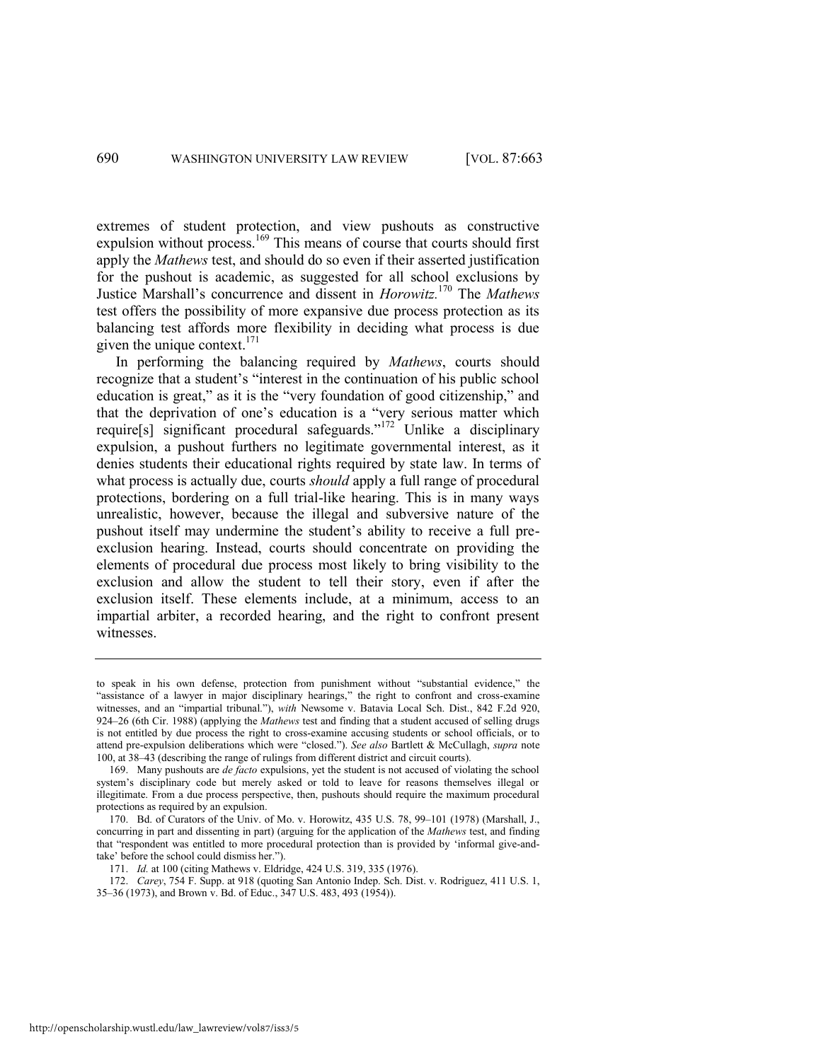extremes of student protection, and view pushouts as constructive expulsion without process.[169] This means of course that courts should first apply the *Mathews* test, and should do so even if their asserted justification for the pushout is academic, as suggested for all school exclusions by Justice Marshall's concurrence and dissent in *Horowitz*.[170] The *Mathews* test offers the possibility of more expansive due process protection as its balancing test affords more flexibility in deciding what process is due given the unique context.[171]

In performing the balancing required by *Mathews*, courts should recognize that a student's "interest in the continuation of his public school education is great," as it is the "very foundation of good citizenship," and that the deprivation of one's education is a "very serious matter which require[s] significant procedural safeguards."[172] Unlike a disciplinary expulsion, a pushout furthers no legitimate governmental interest, as it denies students their educational rights required by state law. In terms of what process is actually due, courts *should* apply a full range of procedural protections, bordering on a full trial-like hearing. This is in many ways unrealistic, however, because the illegal and subversive nature of the pushout itself may undermine the student's ability to receive a full pre-exclusion hearing. Instead, courts should concentrate on providing the elements of procedural due process most likely to bring visibility to the exclusion and allow the student to tell their story, even if after the exclusion itself. These elements include, at a minimum, access to an impartial arbiter, a recorded hearing, and the right to confront present witnesses.

---

to speak in his own defense, protection from punishment without "substantial evidence," the "assistance of a lawyer in major disciplinary hearings," the right to confront and cross-examine witnesses, and an "impartial tribunal."), *with* Newsome v. Batavia Local Sch. Dist., 842 F.2d 920, 924–26 (6th Cir. 1988) (applying the *Mathews* test and finding that a student accused of selling drugs is not entitled by due process the right to cross-examine accusing students or school officials, or to attend pre-expulsion deliberations which were "closed."). *See also* Bartlett & McCullagh, *supra* note 100, at 38–43 (describing the range of rulings from different district and circuit courts).

169. Many pushouts are *de facto* expulsions, yet the student is not accused of violating the school system's disciplinary code but merely asked or told to leave for reasons themselves illegal or illegitimate. From a due process perspective, then, pushouts should require the maximum procedural protections as required by an expulsion.

170. Bd. of Curators of the Univ. of Mo. v. Horowitz, 435 U.S. 78, 99–101 (1978) (Marshall, J., concurring in part and dissenting in part) (arguing for the application of the *Mathews* test, and finding that "respondent was entitled to more procedural protection than is provided by 'informal give-and-take' before the school could dismiss her.").

171. *Id.* at 100 (citing Mathews v. Eldridge, 424 U.S. 319, 335 (1976).

172. *Carey*, 754 F. Supp. at 918 (quoting San Antonio Indep. Sch. Dist. v. Rodriguez, 411 U.S. 1, 35–36 (1973), and Brown v. Bd. of Educ., 347 U.S. 483, 493 (1954)).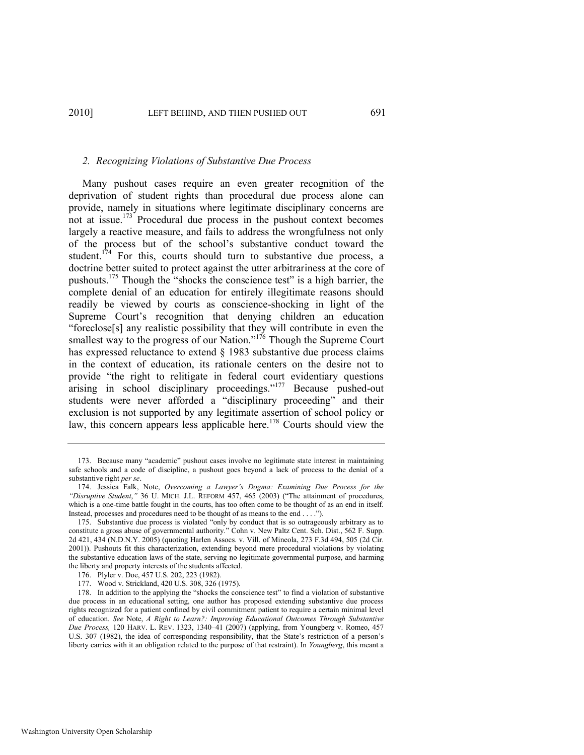### 2. *Recognizing Violations of Substantive Due Process*

Many pushout cases require an even greater recognition of the deprivation of student rights than procedural due process alone can provide, namely in situations where legitimate disciplinary concerns are not at issue.[173] Procedural due process in the pushout context becomes largely a reactive measure, and fails to address the wrongfulness not only of the process but of the school's substantive conduct toward the student.[174] For this, courts should turn to substantive due process, a doctrine better suited to protect against the utter arbitrariness at the core of pushouts.[175] Though the "shocks the conscience test" is a high barrier, the complete denial of an education for entirely illegitimate reasons should readily be viewed by courts as conscience-shocking in light of the Supreme Court's recognition that denying children an education "foreclose[s] any realistic possibility that they will contribute in even the smallest way to the progress of our Nation."[176] Though the Supreme Court has expressed reluctance to extend § 1983 substantive due process claims in the context of education, its rationale centers on the desire not to provide "the right to relitigate in federal court evidentiary questions arising in school disciplinary proceedings."[177] Because pushed-out students were never afforded a "disciplinary proceeding" and their exclusion is not supported by any legitimate assertion of school policy or law, this concern appears less applicable here.[178] Courts should view the

---

173. Because many "academic" pushout cases involve no legitimate state interest in maintaining safe schools and a code of discipline, a pushout goes beyond a lack of process to the denial of a substantive right *per se*.

174. Jessica Falk, Note, *Overcoming a Lawyer's Dogma: Examining Due Process for the "Disruptive Student*,*"* 36 U. MICH. J.L. REFORM 457, 465 (2003) ("The attainment of procedures, which is a one-time battle fought in the courts, has too often come to be thought of as an end in itself. Instead, processes and procedures need to be thought of as means to the end . . . .").

175. Substantive due process is violated "only by conduct that is so outrageously arbitrary as to constitute a gross abuse of governmental authority." Cohn v. New Paltz Cent. Sch. Dist., 562 F. Supp. 2d 421, 434 (N.D.N.Y. 2005) (quoting Harlen Assocs. v. Vill. of Mineola, 273 F.3d 494, 505 (2d Cir. 2001)). Pushouts fit this characterization, extending beyond mere procedural violations by violating the substantive education laws of the state, serving no legitimate governmental purpose, and harming the liberty and property interests of the students affected.

176. Plyler v. Doe, 457 U.S. 202, 223 (1982).

177. Wood v. Strickland, 420 U.S. 308, 326 (1975).

178. In addition to the applying the "shocks the conscience test" to find a violation of substantive due process in an educational setting, one author has proposed extending substantive due process rights recognized for a patient confined by civil commitment patient to require a certain minimal level of education. *See* Note, *A Right to Learn?: Improving Educational Outcomes Through Substantive Due Process,* 120 HARV. L. REV. 1323, 1340–41 (2007) (applying, from Youngberg v. Romeo, 457 U.S. 307 (1982), the idea of corresponding responsibility, that the State's restriction of a person's liberty carries with it an obligation related to the purpose of that restraint). In *Youngberg*, this meant a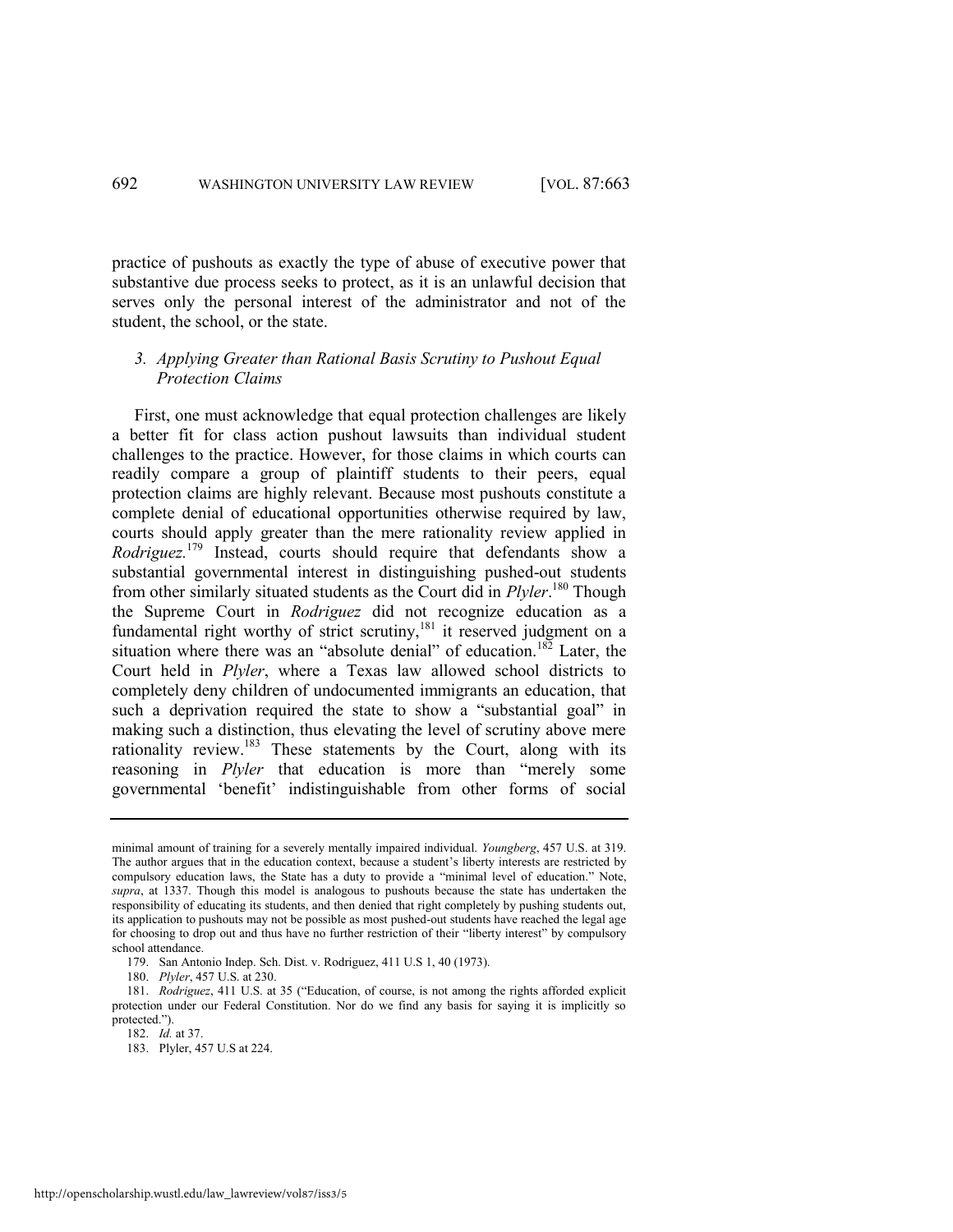practice of pushouts as exactly the type of abuse of executive power that substantive due process seeks to protect, as it is an unlawful decision that serves only the personal interest of the administrator and not of the student, the school, or the state.

### *3. Applying Greater than Rational Basis Scrutiny to Pushout Equal Protection Claims*

First, one must acknowledge that equal protection challenges are likely a better fit for class action pushout lawsuits than individual student challenges to the practice. However, for those claims in which courts can readily compare a group of plaintiff students to their peers, equal protection claims are highly relevant. Because most pushouts constitute a complete denial of educational opportunities otherwise required by law, courts should apply greater than the mere rationality review applied in *Rodriguez*.[179] Instead, courts should require that defendants show a substantial governmental interest in distinguishing pushed-out students from other similarly situated students as the Court did in *Plyler*.[180] Though the Supreme Court in *Rodriguez* did not recognize education as a fundamental right worthy of strict scrutiny,[181] it reserved judgment on a situation where there was an "absolute denial" of education.[182] Later, the Court held in *Plyler*, where a Texas law allowed school districts to completely deny children of undocumented immigrants an education, that such a deprivation required the state to show a "substantial goal" in making such a distinction, thus elevating the level of scrutiny above mere rationality review.[183] These statements by the Court, along with its reasoning in *Plyler* that education is more than "merely some governmental 'benefit' indistinguishable from other forms of social

---

minimal amount of training for a severely mentally impaired individual. *Youngberg*, 457 U.S. at 319. The author argues that in the education context, because a student's liberty interests are restricted by compulsory education laws, the State has a duty to provide a "minimal level of education." Note, *supra*, at 1337. Though this model is analogous to pushouts because the state has undertaken the responsibility of educating its students, and then denied that right completely by pushing students out, its application to pushouts may not be possible as most pushed-out students have reached the legal age for choosing to drop out and thus have no further restriction of their "liberty interest" by compulsory school attendance.

179. San Antonio Indep. Sch. Dist. v. Rodriguez, 411 U.S 1, 40 (1973).

180. *Plyler*, 457 U.S. at 230.

181. *Rodriguez*, 411 U.S. at 35 ("Education, of course, is not among the rights afforded explicit protection under our Federal Constitution. Nor do we find any basis for saying it is implicitly so protected.").

182. *Id.* at 37.

183. Plyler, 457 U.S at 224.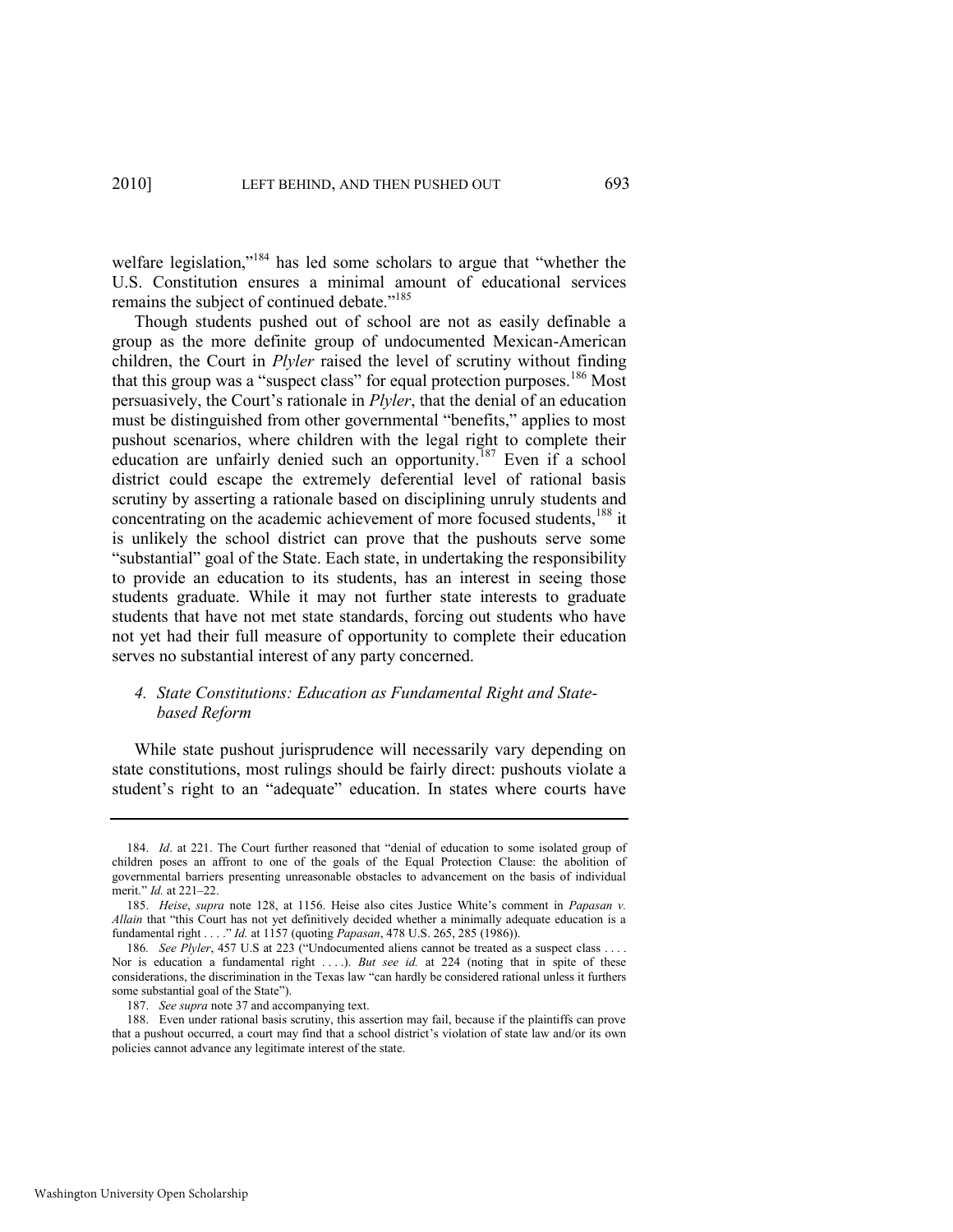welfare legislation,"[184] has led some scholars to argue that "whether the U.S. Constitution ensures a minimal amount of educational services remains the subject of continued debate."[185]

Though students pushed out of school are not as easily definable a group as the more definite group of undocumented Mexican-American children, the Court in *Plyler* raised the level of scrutiny without finding that this group was a "suspect class" for equal protection purposes.[186] Most persuasively, the Court's rationale in *Plyler*, that the denial of an education must be distinguished from other governmental "benefits," applies to most pushout scenarios, where children with the legal right to complete their education are unfairly denied such an opportunity.[187] Even if a school district could escape the extremely deferential level of rational basis scrutiny by asserting a rationale based on disciplining unruly students and concentrating on the academic achievement of more focused students,[188] it is unlikely the school district can prove that the pushouts serve some "substantial" goal of the State. Each state, in undertaking the responsibility to provide an education to its students, has an interest in seeing those students graduate. While it may not further state interests to graduate students that have not met state standards, forcing out students who have not yet had their full measure of opportunity to complete their education serves no substantial interest of any party concerned.

#### *4. State Constitutions: Education as Fundamental Right and State-based Reform*

While state pushout jurisprudence will necessarily vary depending on state constitutions, most rulings should be fairly direct: pushouts violate a student's right to an "adequate" education. In states where courts have

---

184. *Id*. at 221. The Court further reasoned that "denial of education to some isolated group of children poses an affront to one of the goals of the Equal Protection Clause: the abolition of governmental barriers presenting unreasonable obstacles to advancement on the basis of individual merit." *Id.* at 221–22.

185. *Heise*, *supra* note 128, at 1156. Heise also cites Justice White's comment in *Papasan v. Allain* that "this Court has not yet definitively decided whether a minimally adequate education is a fundamental right . . . ." *Id.* at 1157 (quoting *Papasan*, 478 U.S. 265, 285 (1986)).

186. *See Plyler*, 457 U.S at 223 ("Undocumented aliens cannot be treated as a suspect class . . . . Nor is education a fundamental right . . . .). *But see id.* at 224 (noting that in spite of these considerations, the discrimination in the Texas law "can hardly be considered rational unless it furthers some substantial goal of the State").

187. *See supra* note 37 and accompanying text.

188. Even under rational basis scrutiny, this assertion may fail, because if the plaintiffs can prove that a pushout occurred, a court may find that a school district's violation of state law and/or its own policies cannot advance any legitimate interest of the state.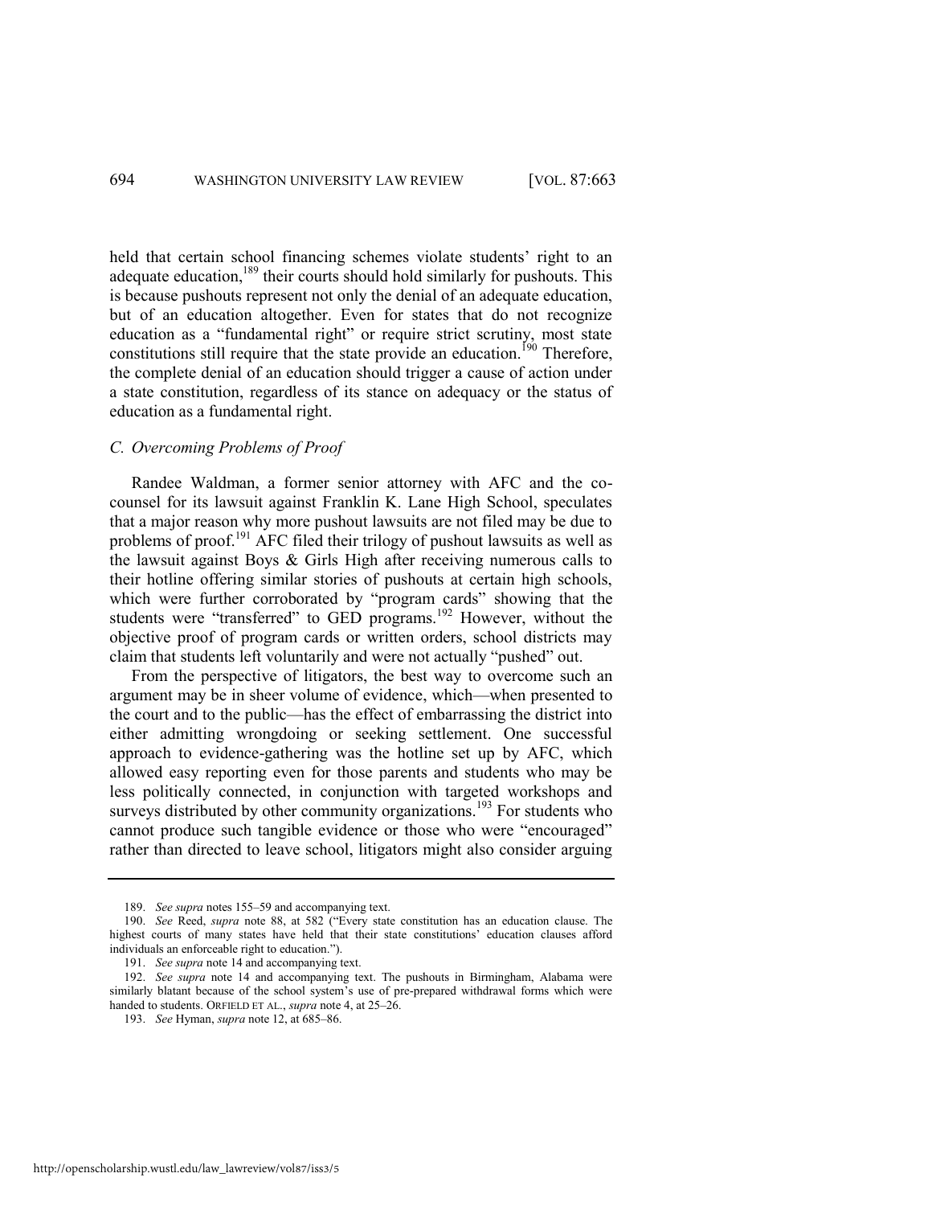held that certain school financing schemes violate students' right to an adequate education,[189] their courts should hold similarly for pushouts. This is because pushouts represent not only the denial of an adequate education, but of an education altogether. Even for states that do not recognize education as a "fundamental right" or require strict scrutiny, most state constitutions still require that the state provide an education.[190] Therefore, the complete denial of an education should trigger a cause of action under a state constitution, regardless of its stance on adequacy or the status of education as a fundamental right.

### *C. Overcoming Problems of Proof*

Randee Waldman, a former senior attorney with AFC and the co-counsel for its lawsuit against Franklin K. Lane High School, speculates that a major reason why more pushout lawsuits are not filed may be due to problems of proof.[191] AFC filed their trilogy of pushout lawsuits as well as the lawsuit against Boys & Girls High after receiving numerous calls to their hotline offering similar stories of pushouts at certain high schools, which were further corroborated by "program cards" showing that the students were "transferred" to GED programs.[192] However, without the objective proof of program cards or written orders, school districts may claim that students left voluntarily and were not actually "pushed" out.

From the perspective of litigators, the best way to overcome such an argument may be in sheer volume of evidence, which—when presented to the court and to the public—has the effect of embarrassing the district into either admitting wrongdoing or seeking settlement. One successful approach to evidence-gathering was the hotline set up by AFC, which allowed easy reporting even for those parents and students who may be less politically connected, in conjunction with targeted workshops and surveys distributed by other community organizations.[193] For students who cannot produce such tangible evidence or those who were "encouraged" rather than directed to leave school, litigators might also consider arguing

---

189. *See supra* notes 155–59 and accompanying text.

190. *See* Reed, *supra* note 88, at 582 ("Every state constitution has an education clause. The highest courts of many states have held that their state constitutions' education clauses afford individuals an enforceable right to education.").

191. *See supra* note 14 and accompanying text.

192. *See supra* note 14 and accompanying text. The pushouts in Birmingham, Alabama were similarly blatant because of the school system's use of pre-prepared withdrawal forms which were handed to students. ORFIELD ET AL., *supra* note 4, at 25–26.

193. *See* Hyman, *supra* note 12, at 685–86.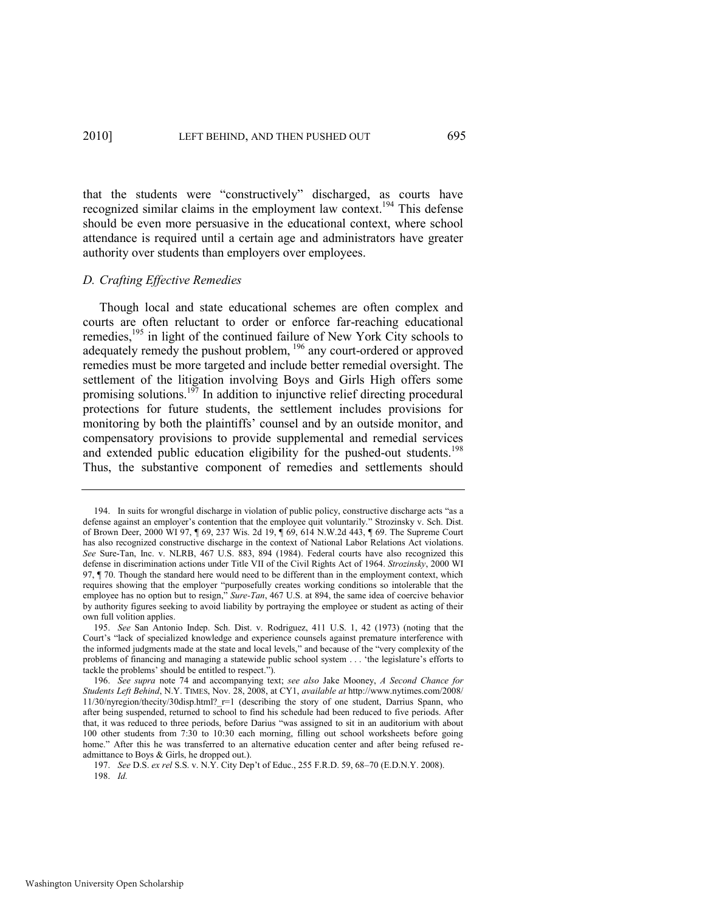that the students were "constructively" discharged, as courts have recognized similar claims in the employment law context.[194] This defense should be even more persuasive in the educational context, where school attendance is required until a certain age and administrators have greater authority over students than employers over employees.

### *D. Crafting Effective Remedies*

Though local and state educational schemes are often complex and courts are often reluctant to order or enforce far-reaching educational remedies,[195] in light of the continued failure of New York City schools to adequately remedy the pushout problem, [196] any court-ordered or approved remedies must be more targeted and include better remedial oversight. The settlement of the litigation involving Boys and Girls High offers some promising solutions.[197] In addition to injunctive relief directing procedural protections for future students, the settlement includes provisions for monitoring by both the plaintiffs' counsel and by an outside monitor, and compensatory provisions to provide supplemental and remedial services and extended public education eligibility for the pushed-out students.[198] Thus, the substantive component of remedies and settlements should

---

194. In suits for wrongful discharge in violation of public policy, constructive discharge acts "as a defense against an employer's contention that the employee quit voluntarily." Strozinsky v. Sch. Dist. of Brown Deer, 2000 WI 97, ¶ 69, 237 Wis. 2d 19, ¶ 69, 614 N.W.2d 443, ¶ 69. The Supreme Court has also recognized constructive discharge in the context of National Labor Relations Act violations. *See* Sure-Tan, Inc. v. NLRB, 467 U.S. 883, 894 (1984). Federal courts have also recognized this defense in discrimination actions under Title VII of the Civil Rights Act of 1964. *Strozinsky*, 2000 WI 97, ¶ 70. Though the standard here would need to be different than in the employment context, which requires showing that the employer "purposefully creates working conditions so intolerable that the employee has no option but to resign," *Sure-Tan*, 467 U.S. at 894, the same idea of coercive behavior by authority figures seeking to avoid liability by portraying the employee or student as acting of their own full volition applies.

195. *See* San Antonio Indep. Sch. Dist. v. Rodriguez, 411 U.S. 1, 42 (1973) (noting that the Court's "lack of specialized knowledge and experience counsels against premature interference with the informed judgments made at the state and local levels," and because of the "very complexity of the problems of financing and managing a statewide public school system . . . 'the legislature's efforts to tackle the problems' should be entitled to respect.").

196. *See supra* note 74 and accompanying text; *see also* Jake Mooney, *A Second Chance for Students Left Behind*, N.Y. TIMES, Nov. 28, 2008, at CY1, *available at* http://www.nytimes.com/2008/11/30/nyregion/thecity/30disp.html?_r=1 (describing the story of one student, Darrius Spann, who after being suspended, returned to school to find his schedule had been reduced to five periods. After that, it was reduced to three periods, before Darius "was assigned to sit in an auditorium with about 100 other students from 7:30 to 10:30 each morning, filling out school worksheets before going home." After this he was transferred to an alternative education center and after being refused re-admittance to Boys & Girls, he dropped out.).

197. *See* D.S. *ex rel* S.S. v. N.Y. City Dep't of Educ., 255 F.R.D. 59, 68–70 (E.D.N.Y. 2008).

198. *Id.*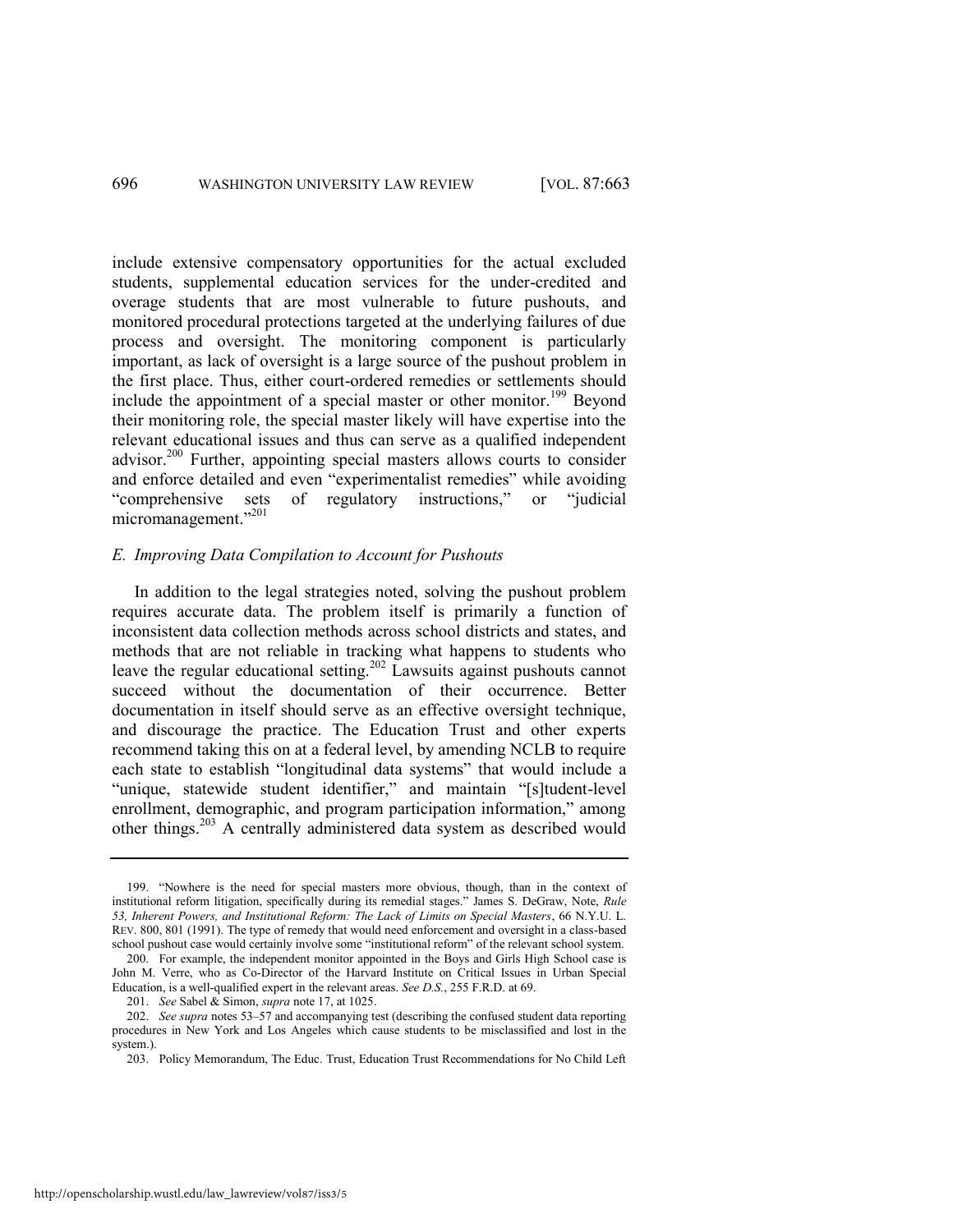include extensive compensatory opportunities for the actual excluded students, supplemental education services for the under-credited and overage students that are most vulnerable to future pushouts, and monitored procedural protections targeted at the underlying failures of due process and oversight. The monitoring component is particularly important, as lack of oversight is a large source of the pushout problem in the first place. Thus, either court-ordered remedies or settlements should include the appointment of a special master or other monitor.[199] Beyond their monitoring role, the special master likely will have expertise into the relevant educational issues and thus can serve as a qualified independent advisor.[200] Further, appointing special masters allows courts to consider and enforce detailed and even "experimentalist remedies" while avoiding "comprehensive sets of regulatory instructions," or "judicial micromanagement."[201]

### *E. Improving Data Compilation to Account for Pushouts*

In addition to the legal strategies noted, solving the pushout problem requires accurate data. The problem itself is primarily a function of inconsistent data collection methods across school districts and states, and methods that are not reliable in tracking what happens to students who leave the regular educational setting.[202] Lawsuits against pushouts cannot succeed without the documentation of their occurrence. Better documentation in itself should serve as an effective oversight technique, and discourage the practice. The Education Trust and other experts recommend taking this on at a federal level, by amending NCLB to require each state to establish "longitudinal data systems" that would include a "unique, statewide student identifier," and maintain "[s]tudent-level enrollment, demographic, and program participation information," among other things.[203] A centrally administered data system as described would

---

199. "Nowhere is the need for special masters more obvious, though, than in the context of institutional reform litigation, specifically during its remedial stages." James S. DeGraw, Note, *Rule 53, Inherent Powers, and Institutional Reform: The Lack of Limits on Special Masters*, 66 N.Y.U. L. REV. 800, 801 (1991). The type of remedy that would need enforcement and oversight in a class-based school pushout case would certainly involve some "institutional reform" of the relevant school system.

200. For example, the independent monitor appointed in the Boys and Girls High School case is John M. Verre, who as Co-Director of the Harvard Institute on Critical Issues in Urban Special Education, is a well-qualified expert in the relevant areas. *See D.S.*, 255 F.R.D. at 69.

201. *See* Sabel & Simon, *supra* note 17, at 1025.

202. *See supra* notes 53–57 and accompanying test (describing the confused student data reporting procedures in New York and Los Angeles which cause students to be misclassified and lost in the system.).

203. Policy Memorandum, The Educ. Trust, Education Trust Recommendations for No Child Left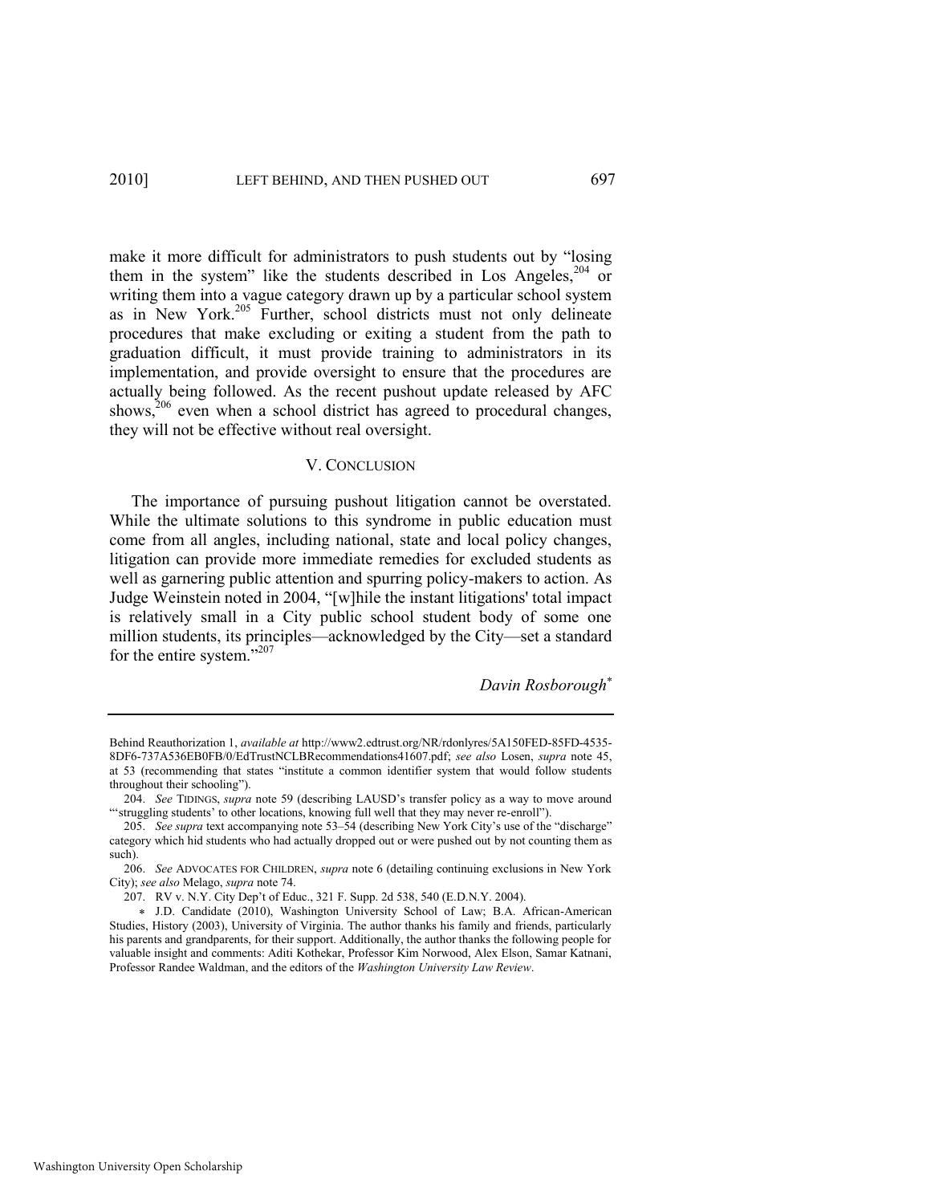make it more difficult for administrators to push students out by "losing them in the system" like the students described in Los Angeles,[204] or writing them into a vague category drawn up by a particular school system as in New York.[205] Further, school districts must not only delineate procedures that make excluding or exiting a student from the path to graduation difficult, it must provide training to administrators in its implementation, and provide oversight to ensure that the procedures are actually being followed. As the recent pushout update released by AFC shows,[206] even when a school district has agreed to procedural changes, they will not be effective without real oversight.

## V. CONCLUSION

The importance of pursuing pushout litigation cannot be overstated. While the ultimate solutions to this syndrome in public education must come from all angles, including national, state and local policy changes, litigation can provide more immediate remedies for excluded students as well as garnering public attention and spurring policy-makers to action. As Judge Weinstein noted in 2004, "[w]hile the instant litigations' total impact is relatively small in a City public school student body of some one million students, its principles—acknowledged by the City—set a standard for the entire system."[207]

*Davin Rosborough*[*]

---

Behind Reauthorization 1, *available at* http://www2.edtrust.org/NR/rdonlyres/5A150FED-85FD-4535-8DF6-737A536EB0FB/0/EdTrustNCLBRecommendations41607.pdf; *see also* Losen, *supra* note 45, at 53 (recommending that states "institute a common identifier system that would follow students throughout their schooling").

204. *See* TIDINGS, *supra* note 59 (describing LAUSD's transfer policy as a way to move around "'struggling students' to other locations, knowing full well that they may never re-enroll").

205. *See supra* text accompanying note 53–54 (describing New York City's use of the "discharge" category which hid students who had actually dropped out or were pushed out by not counting them as such).

206. *See* ADVOCATES FOR CHILDREN, *supra* note 6 (detailing continuing exclusions in New York City); *see also* Melago, *supra* note 74.

207. RV v. N.Y. City Dep't of Educ., 321 F. Supp. 2d 538, 540 (E.D.N.Y. 2004).

* J.D. Candidate (2010), Washington University School of Law; B.A. African-American Studies, History (2003), University of Virginia. The author thanks his family and friends, particularly his parents and grandparents, for their support. Additionally, the author thanks the following people for valuable insight and comments: Aditi Kothekar, Professor Kim Norwood, Alex Elson, Samar Katnani, Professor Randee Waldman, and the editors of the *Washington University Law Review*.